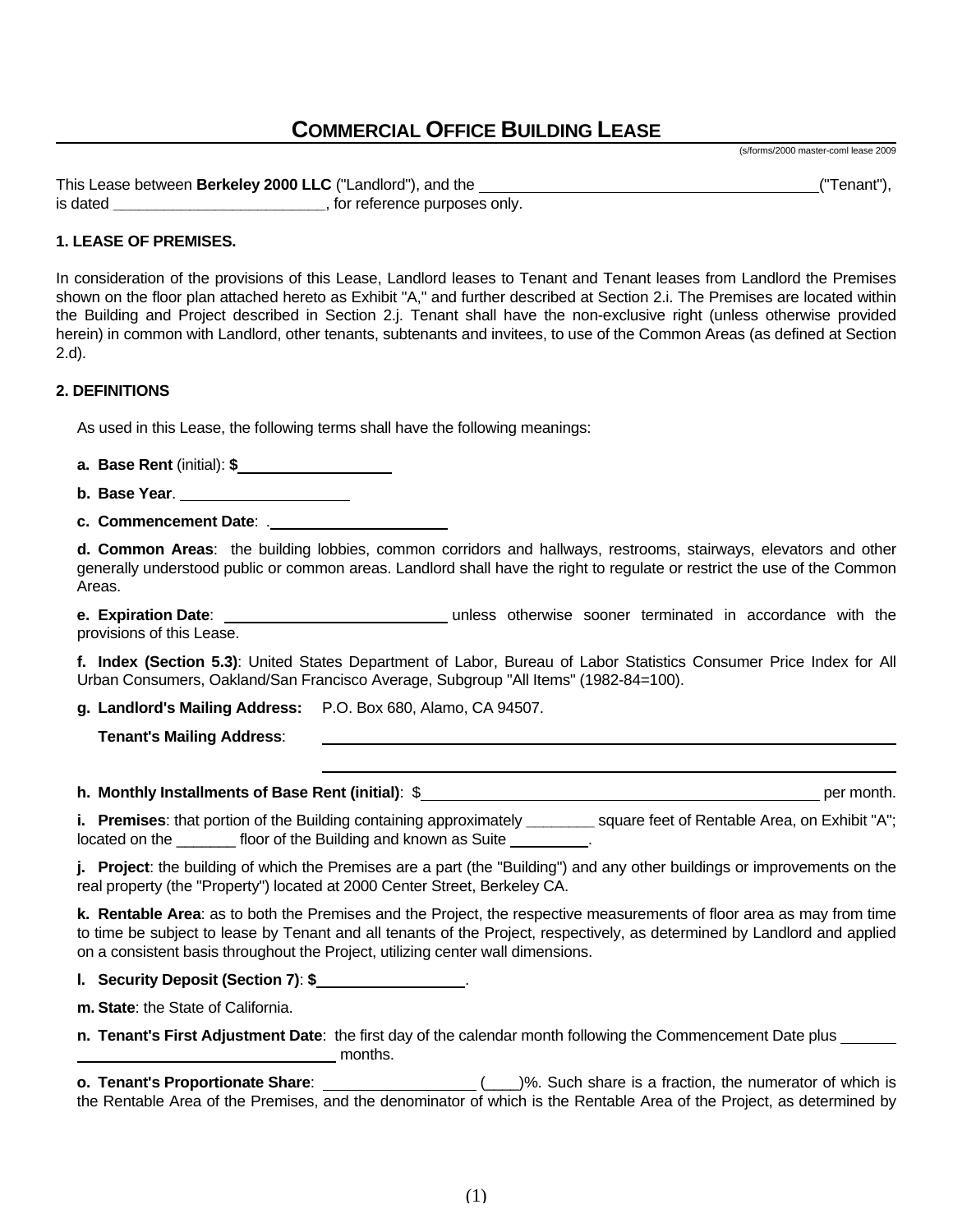# COMMERCIAL OFFICE BUILDING LEASE

(s/forms/2000 master-coml lease 2009

This Lease between **Berkeley 2000 LLC** ("Landlord"), and the \_\_\_\_\_\_\_\_\_\_\_\_\_\_\_\_\_\_\_\_\_\_\_\_\_\_\_\_\_\_\_\_\_\_\_\_\_\_\_\_ ("Tenant"), is dated \_\_\_\_\_\_\_\_\_\_\_\_\_\_\_\_\_\_\_\_\_\_\_\_\_\_, for reference purposes only.

### 1. LEASE OF PREMISES.

In consideration of the provisions of this Lease, Landlord leases to Tenant and Tenant leases from Landlord the Premises shown on the floor plan attached hereto as Exhibit "A," and further described at Section 2.i. The Premises are located within the Building and Project described in Section 2.j. Tenant shall have the non-exclusive right (unless otherwise provided herein) in common with Landlord, other tenants, subtenants and invitees, to use of the Common Areas (as defined at Section 2.d).

### 2. DEFINITIONS

As used in this Lease, the following terms shall have the following meanings:

**a. Base Rent** (initial): **$**\_\_\_\_\_\_\_\_\_\_\_\_\_\_\_\_\_\_

**b. Base Year**. \_\_\_\_\_\_\_\_\_\_\_\_\_\_\_\_\_\_\_\_

**c. Commencement Date**: .\_\_\_\_\_\_\_\_\_\_\_\_\_\_\_\_\_\_\_\_\_\_

**d. Common Areas**: the building lobbies, common corridors and hallways, restrooms, stairways, elevators and other generally understood public or common areas. Landlord shall have the right to regulate or restrict the use of the Common Areas.

**e. Expiration Date**: \_\_\_\_\_\_\_\_\_\_\_\_\_\_\_\_\_\_\_\_\_\_\_\_\_\_\_\_ unless otherwise sooner terminated in accordance with the provisions of this Lease.

**f. Index (Section 5.3)**: United States Department of Labor, Bureau of Labor Statistics Consumer Price Index for All Urban Consumers, Oakland/San Francisco Average, Subgroup "All Items" (1982-84=100).

**g. Landlord's Mailing Address:** P.O. Box 680, Alamo, CA 94507.

**Tenant's Mailing Address**: \_\_\_\_\_\_\_\_\_\_\_\_\_\_\_\_\_\_\_\_\_\_\_\_\_\_\_\_\_\_\_\_\_\_\_\_\_\_\_\_\_\_\_\_\_\_\_\_\_\_\_\_\_\_\_\_\_\_\_\_\_\_\_\_\_\_\_\_\_\_\_\_\_\_\_\_\_\_\_\_\_\_\_\_\_\_\_\_\_\_\_\_\_\_\_\_\_\_\_\_\_\_\_\_\_\_\_\_\_\_\_\_\_\_\_\_\_\_\_\_\_\_\_\_\_\_\_\_\_\_\_\_\_\_\_\_\_\_\_\_\_\_\_\_\_\_\_\_\_\_\_\_\_\_\_\_\_\_\_\_\_\_\_\_\_\_\_\_\_\_\_\_\_\_\_\_

**h. Monthly Installments of Base Rent (initial)**: $\_\_\_\_\_\_\_\_\_\_\_\_\_\_\_\_\_\_\_\_\_\_\_\_\_\_\_\_\_\_\_\_\_\_\_\_\_\_\_\_\_\_\_\_\_\_\_\_ per month.

**i. Premises**: that portion of the Building containing approximately \_\_\_\_\_\_\_\_ square feet of Rentable Area, on Exhibit "A"; located on the \_\_\_\_\_\_\_ floor of the Building and known as Suite \_\_\_\_\_\_\_\_\_\_.

**j. Project**: the building of which the Premises are a part (the "Building") and any other buildings or improvements on the real property (the "Property") located at 2000 Center Street, Berkeley CA.

**k. Rentable Area**: as to both the Premises and the Project, the respective measurements of floor area as may from time to time be subject to lease by Tenant and all tenants of the Project, respectively, as determined by Landlord and applied on a consistent basis throughout the Project, utilizing center wall dimensions.

**l. Security Deposit (Section 7)**: **$**\_\_\_\_\_\_\_\_\_\_\_\_\_\_\_\_\_\_.

**m. State**: the State of California.

**n. Tenant's First Adjustment Date**: the first day of the calendar month following the Commencement Date plus \_\_\_\_\_\_\_\_\_\_\_\_\_\_\_\_\_\_\_\_\_\_\_\_\_\_\_\_\_\_\_\_\_\_\_\_\_\_ months.

**o. Tenant's Proportionate Share**: \_\_\_\_\_\_\_\_\_\_\_\_\_\_\_\_\_\_ (\_\_\_\_)%. Such share is a fraction, the numerator of which is the Rentable Area of the Premises, and the denominator of which is the Rentable Area of the Project, as determined by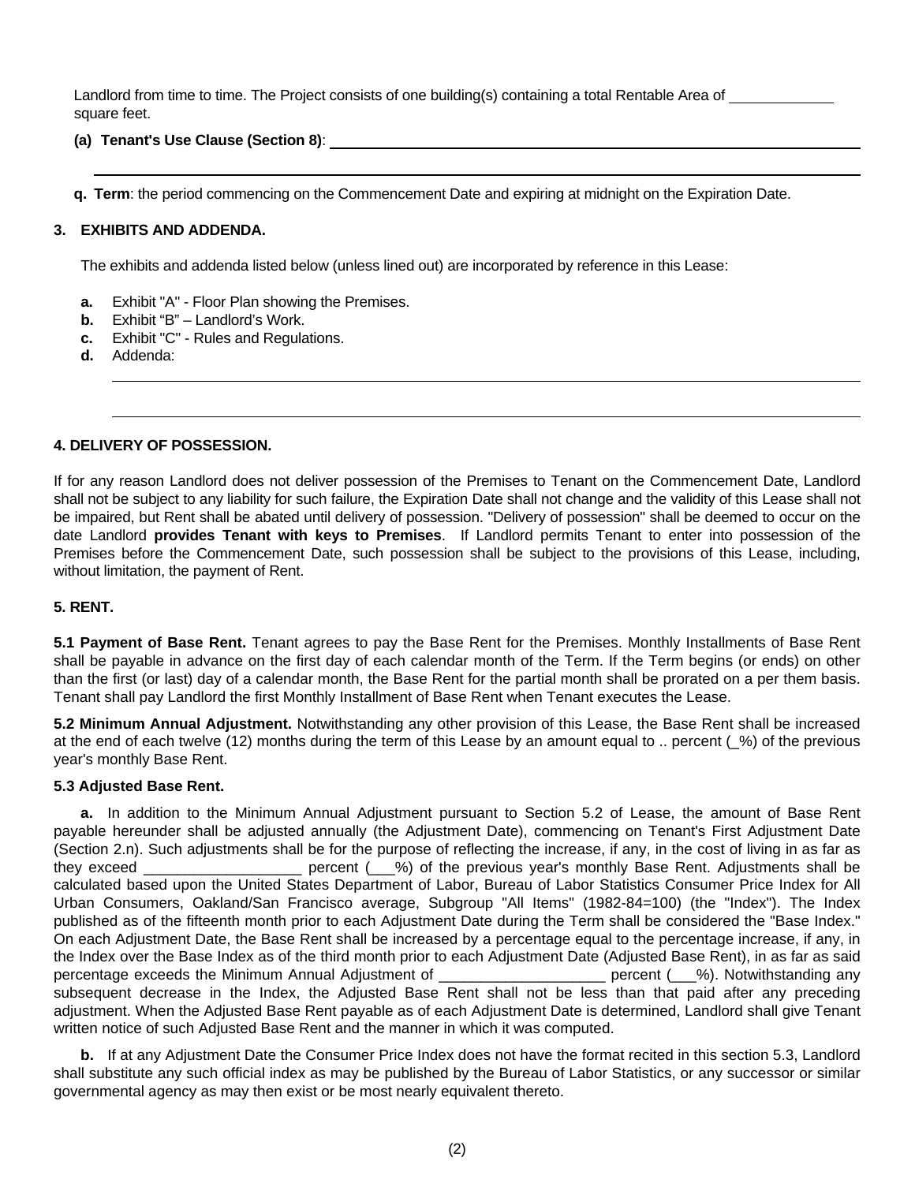Landlord from time to time. The Project consists of one building(s) containing a total Rentable Area of ____________ square feet.

**(a) Tenant's Use Clause (Section 8)**: ______________________________________________________________

______________________________________________________________

**q. Term**: the period commencing on the Commencement Date and expiring at midnight on the Expiration Date.

**3. EXHIBITS AND ADDENDA.**

The exhibits and addenda listed below (unless lined out) are incorporated by reference in this Lease:

**a.** Exhibit "A" - Floor Plan showing the Premises.
**b.** Exhibit "B" – Landlord's Work.
**c.** Exhibit "C" - Rules and Regulations.
**d.** Addenda:

______________________________________________________________

______________________________________________________________

**4. DELIVERY OF POSSESSION.**

If for any reason Landlord does not deliver possession of the Premises to Tenant on the Commencement Date, Landlord shall not be subject to any liability for such failure, the Expiration Date shall not change and the validity of this Lease shall not be impaired, but Rent shall be abated until delivery of possession. "Delivery of possession" shall be deemed to occur on the date Landlord **provides Tenant with keys to Premises**. If Landlord permits Tenant to enter into possession of the Premises before the Commencement Date, such possession shall be subject to the provisions of this Lease, including, without limitation, the payment of Rent.

**5. RENT.**

**5.1 Payment of Base Rent.** Tenant agrees to pay the Base Rent for the Premises. Monthly Installments of Base Rent shall be payable in advance on the first day of each calendar month of the Term. If the Term begins (or ends) on other than the first (or last) day of a calendar month, the Base Rent for the partial month shall be prorated on a per them basis. Tenant shall pay Landlord the first Monthly Installment of Base Rent when Tenant executes the Lease.

**5.2 Minimum Annual Adjustment.** Notwithstanding any other provision of this Lease, the Base Rent shall be increased at the end of each twelve (12) months during the term of this Lease by an amount equal to .. percent (_%) of the previous year's monthly Base Rent.

**5.3 Adjusted Base Rent.**

**a.** In addition to the Minimum Annual Adjustment pursuant to Section 5.2 of Lease, the amount of Base Rent payable hereunder shall be adjusted annually (the Adjustment Date), commencing on Tenant's First Adjustment Date (Section 2.n). Such adjustments shall be for the purpose of reflecting the increase, if any, in the cost of living in as far as they exceed ___________________ percent (___%) of the previous year's monthly Base Rent. Adjustments shall be calculated based upon the United States Department of Labor, Bureau of Labor Statistics Consumer Price Index for All Urban Consumers, Oakland/San Francisco average, Subgroup "All Items" (1982-84=100) (the "Index"). The Index published as of the fifteenth month prior to each Adjustment Date during the Term shall be considered the "Base Index." On each Adjustment Date, the Base Rent shall be increased by a percentage equal to the percentage increase, if any, in the Index over the Base Index as of the third month prior to each Adjustment Date (Adjusted Base Rent), in as far as said percentage exceeds the Minimum Annual Adjustment of ____________________ percent (___%). Notwithstanding any subsequent decrease in the Index, the Adjusted Base Rent shall not be less than that paid after any preceding adjustment. When the Adjusted Base Rent payable as of each Adjustment Date is determined, Landlord shall give Tenant written notice of such Adjusted Base Rent and the manner in which it was computed.

**b.** If at any Adjustment Date the Consumer Price Index does not have the format recited in this section 5.3, Landlord shall substitute any such official index as may be published by the Bureau of Labor Statistics, or any successor or similar governmental agency as may then exist or be most nearly equivalent thereto.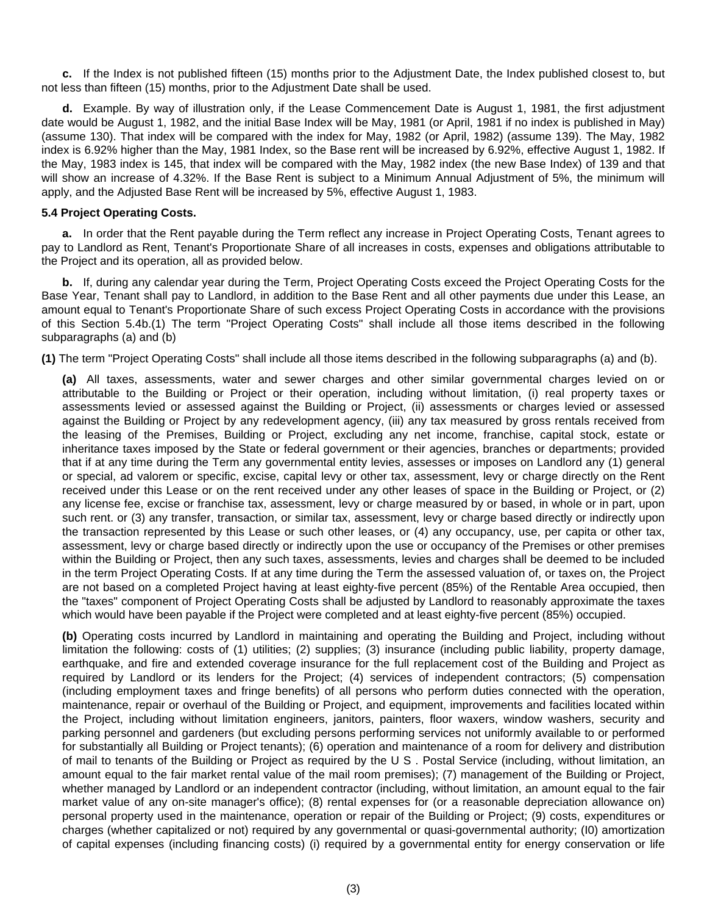**c.** If the Index is not published fifteen (15) months prior to the Adjustment Date, the Index published closest to, but not less than fifteen (15) months, prior to the Adjustment Date shall be used.

**d.** Example. By way of illustration only, if the Lease Commencement Date is August 1, 1981, the first adjustment date would be August 1, 1982, and the initial Base Index will be May, 1981 (or April, 1981 if no index is published in May) (assume 130). That index will be compared with the index for May, 1982 (or April, 1982) (assume 139). The May, 1982 index is 6.92% higher than the May, 1981 Index, so the Base rent will be increased by 6.92%, effective August 1, 1982. If the May, 1983 index is 145, that index will be compared with the May, 1982 index (the new Base Index) of 139 and that will show an increase of 4.32%. If the Base Rent is subject to a Minimum Annual Adjustment of 5%, the minimum will apply, and the Adjusted Base Rent will be increased by 5%, effective August 1, 1983.

**5.4 Project Operating Costs.**

**a.** In order that the Rent payable during the Term reflect any increase in Project Operating Costs, Tenant agrees to pay to Landlord as Rent, Tenant's Proportionate Share of all increases in costs, expenses and obligations attributable to the Project and its operation, all as provided below.

**b.** If, during any calendar year during the Term, Project Operating Costs exceed the Project Operating Costs for the Base Year, Tenant shall pay to Landlord, in addition to the Base Rent and all other payments due under this Lease, an amount equal to Tenant's Proportionate Share of such excess Project Operating Costs in accordance with the provisions of this Section 5.4b.(1) The term "Project Operating Costs" shall include all those items described in the following subparagraphs (a) and (b)

**(1)** The term "Project Operating Costs" shall include all those items described in the following subparagraphs (a) and (b).

**(a)** All taxes, assessments, water and sewer charges and other similar governmental charges levied on or attributable to the Building or Project or their operation, including without limitation, (i) real property taxes or assessments levied or assessed against the Building or Project, (ii) assessments or charges levied or assessed against the Building or Project by any redevelopment agency, (iii) any tax measured by gross rentals received from the leasing of the Premises, Building or Project, excluding any net income, franchise, capital stock, estate or inheritance taxes imposed by the State or federal government or their agencies, branches or departments; provided that if at any time during the Term any governmental entity levies, assesses or imposes on Landlord any (1) general or special, ad valorem or specific, excise, capital levy or other tax, assessment, levy or charge directly on the Rent received under this Lease or on the rent received under any other leases of space in the Building or Project, or (2) any license fee, excise or franchise tax, assessment, levy or charge measured by or based, in whole or in part, upon such rent. or (3) any transfer, transaction, or similar tax, assessment, levy or charge based directly or indirectly upon the transaction represented by this Lease or such other leases, or (4) any occupancy, use, per capita or other tax, assessment, levy or charge based directly or indirectly upon the use or occupancy of the Premises or other premises within the Building or Project, then any such taxes, assessments, levies and charges shall be deemed to be included in the term Project Operating Costs. If at any time during the Term the assessed valuation of, or taxes on, the Project are not based on a completed Project having at least eighty-five percent (85%) of the Rentable Area occupied, then the "taxes" component of Project Operating Costs shall be adjusted by Landlord to reasonably approximate the taxes which would have been payable if the Project were completed and at least eighty-five percent (85%) occupied.

**(b)** Operating costs incurred by Landlord in maintaining and operating the Building and Project, including without limitation the following: costs of (1) utilities; (2) supplies; (3) insurance (including public liability, property damage, earthquake, and fire and extended coverage insurance for the full replacement cost of the Building and Project as required by Landlord or its lenders for the Project; (4) services of independent contractors; (5) compensation (including employment taxes and fringe benefits) of all persons who perform duties connected with the operation, maintenance, repair or overhaul of the Building or Project, and equipment, improvements and facilities located within the Project, including without limitation engineers, janitors, painters, floor waxers, window washers, security and parking personnel and gardeners (but excluding persons performing services not uniformly available to or performed for substantially all Building or Project tenants); (6) operation and maintenance of a room for delivery and distribution of mail to tenants of the Building or Project as required by the U S . Postal Service (including, without limitation, an amount equal to the fair market rental value of the mail room premises); (7) management of the Building or Project, whether managed by Landlord or an independent contractor (including, without limitation, an amount equal to the fair market value of any on-site manager's office); (8) rental expenses for (or a reasonable depreciation allowance on) personal property used in the maintenance, operation or repair of the Building or Project; (9) costs, expenditures or charges (whether capitalized or not) required by any governmental or quasi-governmental authority; (I0) amortization of capital expenses (including financing costs) (i) required by a governmental entity for energy conservation or life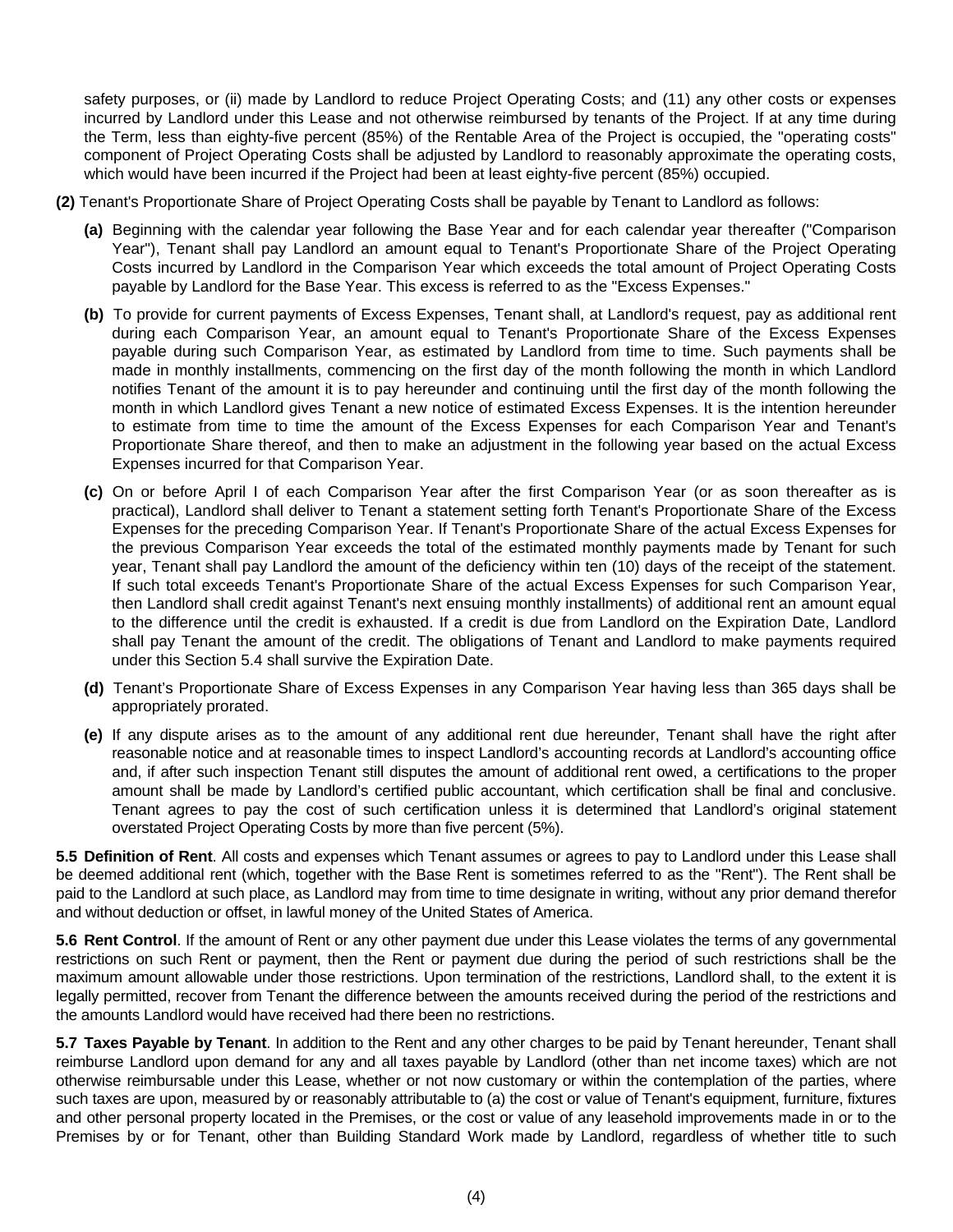safety purposes, or (ii) made by Landlord to reduce Project Operating Costs; and (11) any other costs or expenses incurred by Landlord under this Lease and not otherwise reimbursed by tenants of the Project. If at any time during the Term, less than eighty-five percent (85%) of the Rentable Area of the Project is occupied, the "operating costs" component of Project Operating Costs shall be adjusted by Landlord to reasonably approximate the operating costs, which would have been incurred if the Project had been at least eighty-five percent (85%) occupied.

**(2)** Tenant's Proportionate Share of Project Operating Costs shall be payable by Tenant to Landlord as follows:

**(a)** Beginning with the calendar year following the Base Year and for each calendar year thereafter ("Comparison Year"), Tenant shall pay Landlord an amount equal to Tenant's Proportionate Share of the Project Operating Costs incurred by Landlord in the Comparison Year which exceeds the total amount of Project Operating Costs payable by Landlord for the Base Year. This excess is referred to as the "Excess Expenses."

**(b)** To provide for current payments of Excess Expenses, Tenant shall, at Landlord's request, pay as additional rent during each Comparison Year, an amount equal to Tenant's Proportionate Share of the Excess Expenses payable during such Comparison Year, as estimated by Landlord from time to time. Such payments shall be made in monthly installments, commencing on the first day of the month following the month in which Landlord notifies Tenant of the amount it is to pay hereunder and continuing until the first day of the month following the month in which Landlord gives Tenant a new notice of estimated Excess Expenses. It is the intention hereunder to estimate from time to time the amount of the Excess Expenses for each Comparison Year and Tenant's Proportionate Share thereof, and then to make an adjustment in the following year based on the actual Excess Expenses incurred for that Comparison Year.

**(c)** On or before April I of each Comparison Year after the first Comparison Year (or as soon thereafter as is practical), Landlord shall deliver to Tenant a statement setting forth Tenant's Proportionate Share of the Excess Expenses for the preceding Comparison Year. If Tenant's Proportionate Share of the actual Excess Expenses for the previous Comparison Year exceeds the total of the estimated monthly payments made by Tenant for such year, Tenant shall pay Landlord the amount of the deficiency within ten (10) days of the receipt of the statement. If such total exceeds Tenant's Proportionate Share of the actual Excess Expenses for such Comparison Year, then Landlord shall credit against Tenant's next ensuing monthly installments) of additional rent an amount equal to the difference until the credit is exhausted. If a credit is due from Landlord on the Expiration Date, Landlord shall pay Tenant the amount of the credit. The obligations of Tenant and Landlord to make payments required under this Section 5.4 shall survive the Expiration Date.

**(d)** Tenant's Proportionate Share of Excess Expenses in any Comparison Year having less than 365 days shall be appropriately prorated.

**(e)** If any dispute arises as to the amount of any additional rent due hereunder, Tenant shall have the right after reasonable notice and at reasonable times to inspect Landlord's accounting records at Landlord's accounting office and, if after such inspection Tenant still disputes the amount of additional rent owed, a certifications to the proper amount shall be made by Landlord's certified public accountant, which certification shall be final and conclusive. Tenant agrees to pay the cost of such certification unless it is determined that Landlord's original statement overstated Project Operating Costs by more than five percent (5%).

**5.5 Definition of Rent**. All costs and expenses which Tenant assumes or agrees to pay to Landlord under this Lease shall be deemed additional rent (which, together with the Base Rent is sometimes referred to as the "Rent"). The Rent shall be paid to the Landlord at such place, as Landlord may from time to time designate in writing, without any prior demand therefor and without deduction or offset, in lawful money of the United States of America.

**5.6 Rent Control**. If the amount of Rent or any other payment due under this Lease violates the terms of any governmental restrictions on such Rent or payment, then the Rent or payment due during the period of such restrictions shall be the maximum amount allowable under those restrictions. Upon termination of the restrictions, Landlord shall, to the extent it is legally permitted, recover from Tenant the difference between the amounts received during the period of the restrictions and the amounts Landlord would have received had there been no restrictions.

**5.7 Taxes Payable by Tenant**. In addition to the Rent and any other charges to be paid by Tenant hereunder, Tenant shall reimburse Landlord upon demand for any and all taxes payable by Landlord (other than net income taxes) which are not otherwise reimbursable under this Lease, whether or not now customary or within the contemplation of the parties, where such taxes are upon, measured by or reasonably attributable to (a) the cost or value of Tenant's equipment, furniture, fixtures and other personal property located in the Premises, or the cost or value of any leasehold improvements made in or to the Premises by or for Tenant, other than Building Standard Work made by Landlord, regardless of whether title to such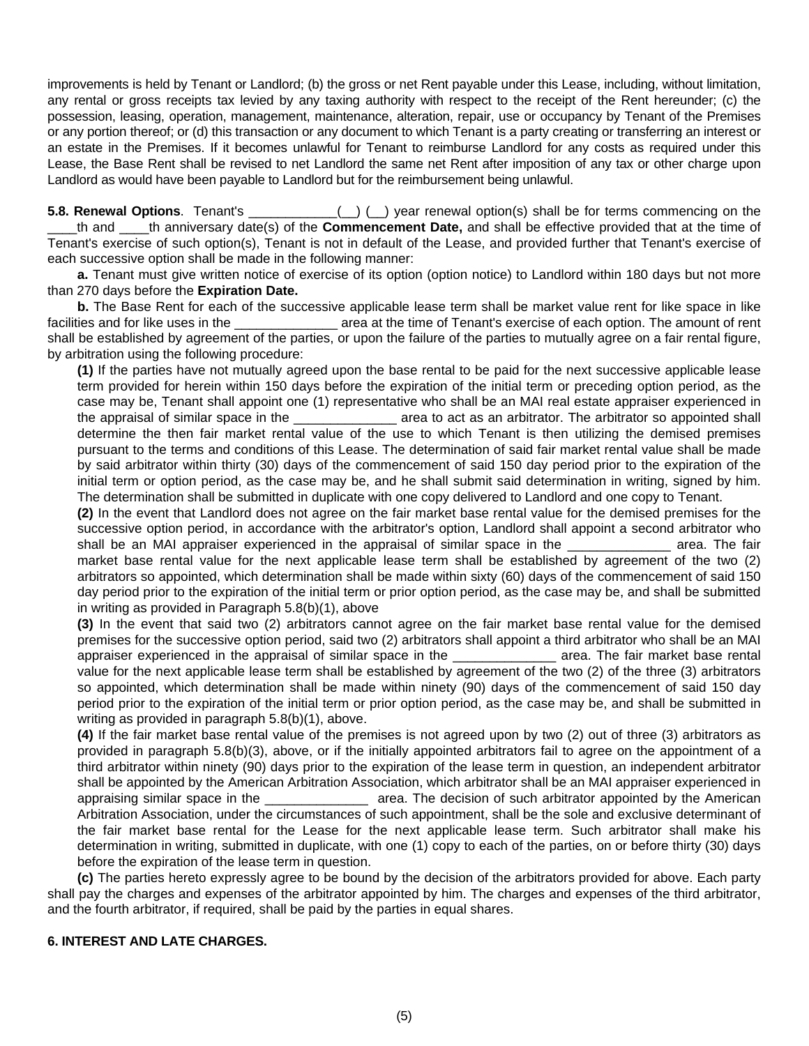improvements is held by Tenant or Landlord; (b) the gross or net Rent payable under this Lease, including, without limitation, any rental or gross receipts tax levied by any taxing authority with respect to the receipt of the Rent hereunder; (c) the possession, leasing, operation, management, maintenance, alteration, repair, use or occupancy by Tenant of the Premises or any portion thereof; or (d) this transaction or any document to which Tenant is a party creating or transferring an interest or an estate in the Premises. If it becomes unlawful for Tenant to reimburse Landlord for any costs as required under this Lease, the Base Rent shall be revised to net Landlord the same net Rent after imposition of any tax or other charge upon Landlord as would have been payable to Landlord but for the reimbursement being unlawful.

**5.8. Renewal Options**. Tenant's ____________(__) (__) year renewal option(s) shall be for terms commencing on the ____th and ____th anniversary date(s) of the **Commencement Date,** and shall be effective provided that at the time of Tenant's exercise of such option(s), Tenant is not in default of the Lease, and provided further that Tenant's exercise of each successive option shall be made in the following manner:

**a.** Tenant must give written notice of exercise of its option (option notice) to Landlord within 180 days but not more than 270 days before the **Expiration Date.**

**b.** The Base Rent for each of the successive applicable lease term shall be market value rent for like space in like facilities and for like uses in the ______________ area at the time of Tenant's exercise of each option. The amount of rent shall be established by agreement of the parties, or upon the failure of the parties to mutually agree on a fair rental figure, by arbitration using the following procedure:

**(1)** If the parties have not mutually agreed upon the base rental to be paid for the next successive applicable lease term provided for herein within 150 days before the expiration of the initial term or preceding option period, as the case may be, Tenant shall appoint one (1) representative who shall be an MAI real estate appraiser experienced in the appraisal of similar space in the ______________ area to act as an arbitrator. The arbitrator so appointed shall determine the then fair market rental value of the use to which Tenant is then utilizing the demised premises pursuant to the terms and conditions of this Lease. The determination of said fair market rental value shall be made by said arbitrator within thirty (30) days of the commencement of said 150 day period prior to the expiration of the initial term or option period, as the case may be, and he shall submit said determination in writing, signed by him. The determination shall be submitted in duplicate with one copy delivered to Landlord and one copy to Tenant.

**(2)** In the event that Landlord does not agree on the fair market base rental value for the demised premises for the successive option period, in accordance with the arbitrator's option, Landlord shall appoint a second arbitrator who shall be an MAI appraiser experienced in the appraisal of similar space in the ______________ area. The fair market base rental value for the next applicable lease term shall be established by agreement of the two (2) arbitrators so appointed, which determination shall be made within sixty (60) days of the commencement of said 150 day period prior to the expiration of the initial term or prior option period, as the case may be, and shall be submitted in writing as provided in Paragraph 5.8(b)(1), above

**(3)** In the event that said two (2) arbitrators cannot agree on the fair market base rental value for the demised premises for the successive option period, said two (2) arbitrators shall appoint a third arbitrator who shall be an MAI appraiser experienced in the appraisal of similar space in the ______________ area. The fair market base rental value for the next applicable lease term shall be established by agreement of the two (2) of the three (3) arbitrators so appointed, which determination shall be made within ninety (90) days of the commencement of said 150 day period prior to the expiration of the initial term or prior option period, as the case may be, and shall be submitted in writing as provided in paragraph 5.8(b)(1), above.

**(4)** If the fair market base rental value of the premises is not agreed upon by two (2) out of three (3) arbitrators as provided in paragraph 5.8(b)(3), above, or if the initially appointed arbitrators fail to agree on the appointment of a third arbitrator within ninety (90) days prior to the expiration of the lease term in question, an independent arbitrator shall be appointed by the American Arbitration Association, which arbitrator shall be an MAI appraiser experienced in appraising similar space in the ______________ area. The decision of such arbitrator appointed by the American Arbitration Association, under the circumstances of such appointment, shall be the sole and exclusive determinant of the fair market base rental for the Lease for the next applicable lease term. Such arbitrator shall make his determination in writing, submitted in duplicate, with one (1) copy to each of the parties, on or before thirty (30) days before the expiration of the lease term in question.

**(c)** The parties hereto expressly agree to be bound by the decision of the arbitrators provided for above. Each party shall pay the charges and expenses of the arbitrator appointed by him. The charges and expenses of the third arbitrator, and the fourth arbitrator, if required, shall be paid by the parties in equal shares.

**6. INTEREST AND LATE CHARGES.**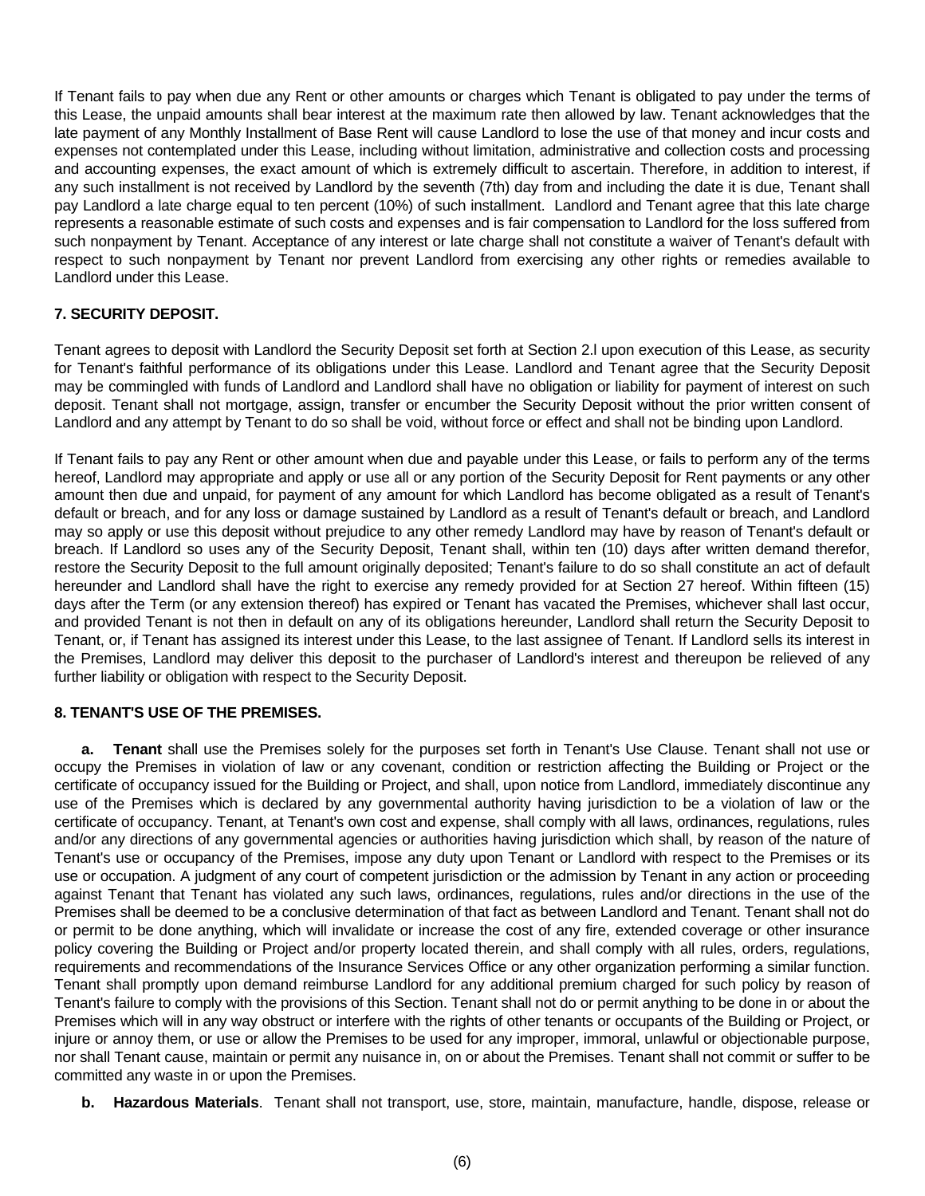If Tenant fails to pay when due any Rent or other amounts or charges which Tenant is obligated to pay under the terms of this Lease, the unpaid amounts shall bear interest at the maximum rate then allowed by law. Tenant acknowledges that the late payment of any Monthly Installment of Base Rent will cause Landlord to lose the use of that money and incur costs and expenses not contemplated under this Lease, including without limitation, administrative and collection costs and processing and accounting expenses, the exact amount of which is extremely difficult to ascertain. Therefore, in addition to interest, if any such installment is not received by Landlord by the seventh (7th) day from and including the date it is due, Tenant shall pay Landlord a late charge equal to ten percent (10%) of such installment. Landlord and Tenant agree that this late charge represents a reasonable estimate of such costs and expenses and is fair compensation to Landlord for the loss suffered from such nonpayment by Tenant. Acceptance of any interest or late charge shall not constitute a waiver of Tenant's default with respect to such nonpayment by Tenant nor prevent Landlord from exercising any other rights or remedies available to Landlord under this Lease.

**7. SECURITY DEPOSIT.**

Tenant agrees to deposit with Landlord the Security Deposit set forth at Section 2.l upon execution of this Lease, as security for Tenant's faithful performance of its obligations under this Lease. Landlord and Tenant agree that the Security Deposit may be commingled with funds of Landlord and Landlord shall have no obligation or liability for payment of interest on such deposit. Tenant shall not mortgage, assign, transfer or encumber the Security Deposit without the prior written consent of Landlord and any attempt by Tenant to do so shall be void, without force or effect and shall not be binding upon Landlord.

If Tenant fails to pay any Rent or other amount when due and payable under this Lease, or fails to perform any of the terms hereof, Landlord may appropriate and apply or use all or any portion of the Security Deposit for Rent payments or any other amount then due and unpaid, for payment of any amount for which Landlord has become obligated as a result of Tenant's default or breach, and for any loss or damage sustained by Landlord as a result of Tenant's default or breach, and Landlord may so apply or use this deposit without prejudice to any other remedy Landlord may have by reason of Tenant's default or breach. If Landlord so uses any of the Security Deposit, Tenant shall, within ten (10) days after written demand therefor, restore the Security Deposit to the full amount originally deposited; Tenant's failure to do so shall constitute an act of default hereunder and Landlord shall have the right to exercise any remedy provided for at Section 27 hereof. Within fifteen (15) days after the Term (or any extension thereof) has expired or Tenant has vacated the Premises, whichever shall last occur, and provided Tenant is not then in default on any of its obligations hereunder, Landlord shall return the Security Deposit to Tenant, or, if Tenant has assigned its interest under this Lease, to the last assignee of Tenant. If Landlord sells its interest in the Premises, Landlord may deliver this deposit to the purchaser of Landlord's interest and thereupon be relieved of any further liability or obligation with respect to the Security Deposit.

**8. TENANT'S USE OF THE PREMISES.**

**a. Tenant** shall use the Premises solely for the purposes set forth in Tenant's Use Clause. Tenant shall not use or occupy the Premises in violation of law or any covenant, condition or restriction affecting the Building or Project or the certificate of occupancy issued for the Building or Project, and shall, upon notice from Landlord, immediately discontinue any use of the Premises which is declared by any governmental authority having jurisdiction to be a violation of law or the certificate of occupancy. Tenant, at Tenant's own cost and expense, shall comply with all laws, ordinances, regulations, rules and/or any directions of any governmental agencies or authorities having jurisdiction which shall, by reason of the nature of Tenant's use or occupancy of the Premises, impose any duty upon Tenant or Landlord with respect to the Premises or its use or occupation. A judgment of any court of competent jurisdiction or the admission by Tenant in any action or proceeding against Tenant that Tenant has violated any such laws, ordinances, regulations, rules and/or directions in the use of the Premises shall be deemed to be a conclusive determination of that fact as between Landlord and Tenant. Tenant shall not do or permit to be done anything, which will invalidate or increase the cost of any fire, extended coverage or other insurance policy covering the Building or Project and/or property located therein, and shall comply with all rules, orders, regulations, requirements and recommendations of the Insurance Services Office or any other organization performing a similar function. Tenant shall promptly upon demand reimburse Landlord for any additional premium charged for such policy by reason of Tenant's failure to comply with the provisions of this Section. Tenant shall not do or permit anything to be done in or about the Premises which will in any way obstruct or interfere with the rights of other tenants or occupants of the Building or Project, or injure or annoy them, or use or allow the Premises to be used for any improper, immoral, unlawful or objectionable purpose, nor shall Tenant cause, maintain or permit any nuisance in, on or about the Premises. Tenant shall not commit or suffer to be committed any waste in or upon the Premises.

**b. Hazardous Materials**. Tenant shall not transport, use, store, maintain, manufacture, handle, dispose, release or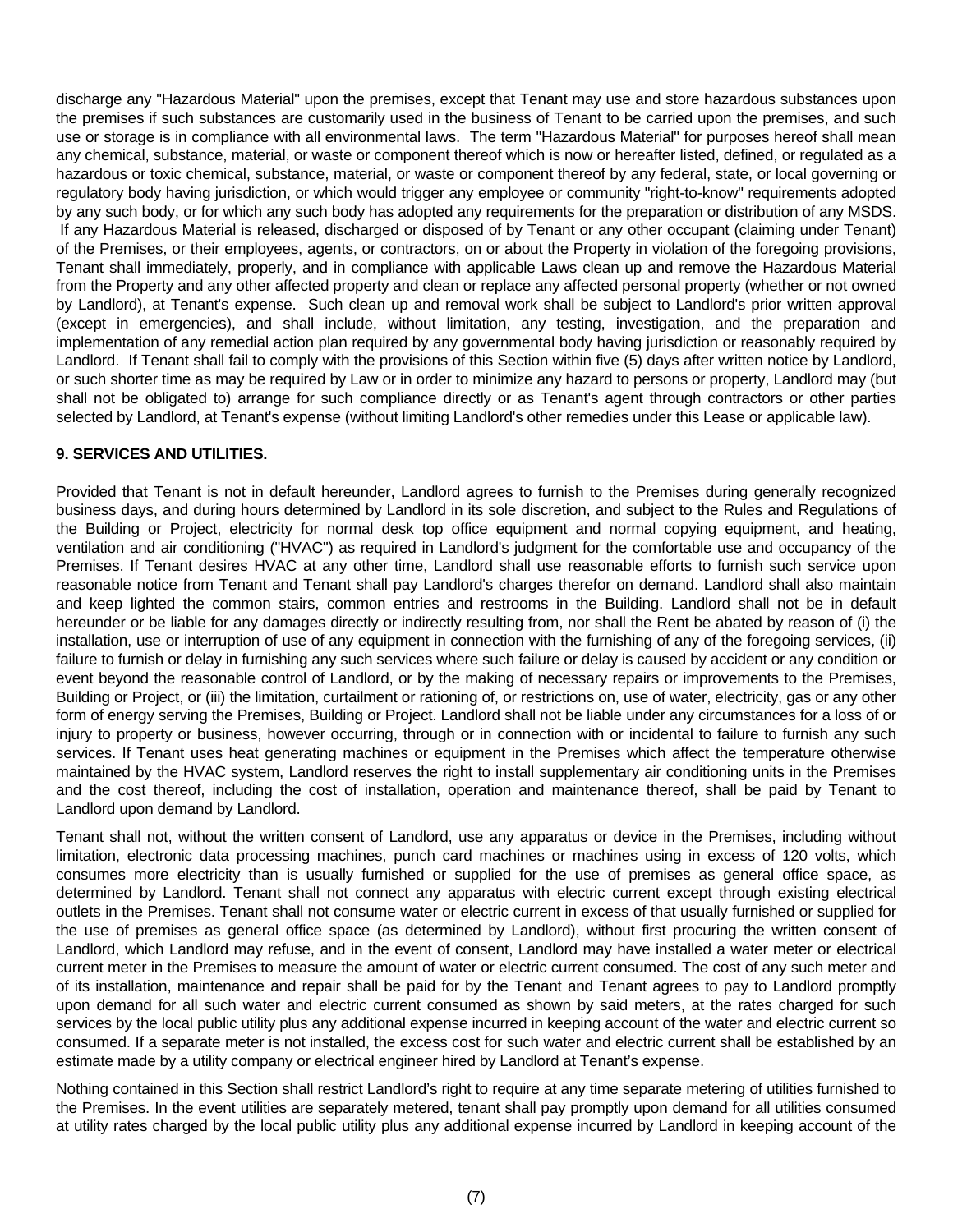discharge any "Hazardous Material" upon the premises, except that Tenant may use and store hazardous substances upon the premises if such substances are customarily used in the business of Tenant to be carried upon the premises, and such use or storage is in compliance with all environmental laws. The term "Hazardous Material" for purposes hereof shall mean any chemical, substance, material, or waste or component thereof which is now or hereafter listed, defined, or regulated as a hazardous or toxic chemical, substance, material, or waste or component thereof by any federal, state, or local governing or regulatory body having jurisdiction, or which would trigger any employee or community "right-to-know" requirements adopted by any such body, or for which any such body has adopted any requirements for the preparation or distribution of any MSDS. If any Hazardous Material is released, discharged or disposed of by Tenant or any other occupant (claiming under Tenant) of the Premises, or their employees, agents, or contractors, on or about the Property in violation of the foregoing provisions, Tenant shall immediately, properly, and in compliance with applicable Laws clean up and remove the Hazardous Material from the Property and any other affected property and clean or replace any affected personal property (whether or not owned by Landlord), at Tenant's expense. Such clean up and removal work shall be subject to Landlord's prior written approval (except in emergencies), and shall include, without limitation, any testing, investigation, and the preparation and implementation of any remedial action plan required by any governmental body having jurisdiction or reasonably required by Landlord. If Tenant shall fail to comply with the provisions of this Section within five (5) days after written notice by Landlord, or such shorter time as may be required by Law or in order to minimize any hazard to persons or property, Landlord may (but shall not be obligated to) arrange for such compliance directly or as Tenant's agent through contractors or other parties selected by Landlord, at Tenant's expense (without limiting Landlord's other remedies under this Lease or applicable law).

**9. SERVICES AND UTILITIES.**

Provided that Tenant is not in default hereunder, Landlord agrees to furnish to the Premises during generally recognized business days, and during hours determined by Landlord in its sole discretion, and subject to the Rules and Regulations of the Building or Project, electricity for normal desk top office equipment and normal copying equipment, and heating, ventilation and air conditioning ("HVAC") as required in Landlord's judgment for the comfortable use and occupancy of the Premises. If Tenant desires HVAC at any other time, Landlord shall use reasonable efforts to furnish such service upon reasonable notice from Tenant and Tenant shall pay Landlord's charges therefor on demand. Landlord shall also maintain and keep lighted the common stairs, common entries and restrooms in the Building. Landlord shall not be in default hereunder or be liable for any damages directly or indirectly resulting from, nor shall the Rent be abated by reason of (i) the installation, use or interruption of use of any equipment in connection with the furnishing of any of the foregoing services, (ii) failure to furnish or delay in furnishing any such services where such failure or delay is caused by accident or any condition or event beyond the reasonable control of Landlord, or by the making of necessary repairs or improvements to the Premises, Building or Project, or (iii) the limitation, curtailment or rationing of, or restrictions on, use of water, electricity, gas or any other form of energy serving the Premises, Building or Project. Landlord shall not be liable under any circumstances for a loss of or injury to property or business, however occurring, through or in connection with or incidental to failure to furnish any such services. If Tenant uses heat generating machines or equipment in the Premises which affect the temperature otherwise maintained by the HVAC system, Landlord reserves the right to install supplementary air conditioning units in the Premises and the cost thereof, including the cost of installation, operation and maintenance thereof, shall be paid by Tenant to Landlord upon demand by Landlord.

Tenant shall not, without the written consent of Landlord, use any apparatus or device in the Premises, including without limitation, electronic data processing machines, punch card machines or machines using in excess of 120 volts, which consumes more electricity than is usually furnished or supplied for the use of premises as general office space, as determined by Landlord. Tenant shall not connect any apparatus with electric current except through existing electrical outlets in the Premises. Tenant shall not consume water or electric current in excess of that usually furnished or supplied for the use of premises as general office space (as determined by Landlord), without first procuring the written consent of Landlord, which Landlord may refuse, and in the event of consent, Landlord may have installed a water meter or electrical current meter in the Premises to measure the amount of water or electric current consumed. The cost of any such meter and of its installation, maintenance and repair shall be paid for by the Tenant and Tenant agrees to pay to Landlord promptly upon demand for all such water and electric current consumed as shown by said meters, at the rates charged for such services by the local public utility plus any additional expense incurred in keeping account of the water and electric current so consumed. If a separate meter is not installed, the excess cost for such water and electric current shall be established by an estimate made by a utility company or electrical engineer hired by Landlord at Tenant's expense.

Nothing contained in this Section shall restrict Landlord's right to require at any time separate metering of utilities furnished to the Premises. In the event utilities are separately metered, tenant shall pay promptly upon demand for all utilities consumed at utility rates charged by the local public utility plus any additional expense incurred by Landlord in keeping account of the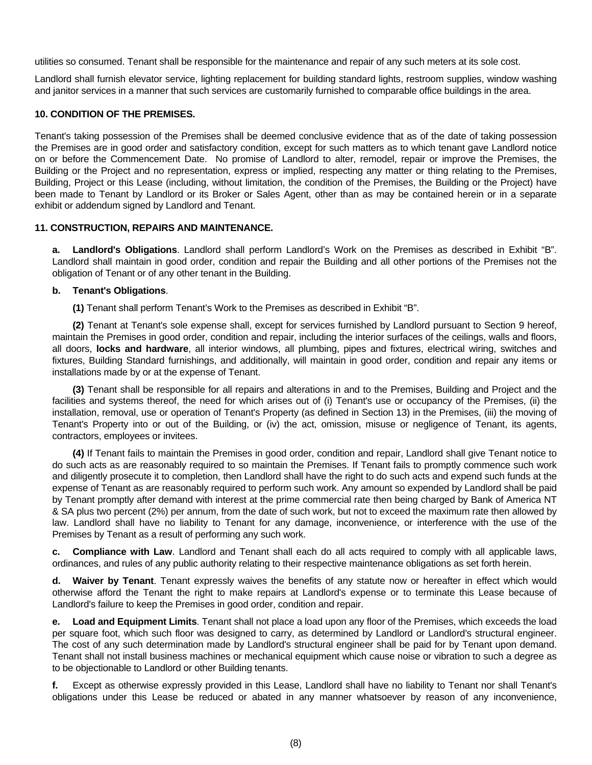utilities so consumed. Tenant shall be responsible for the maintenance and repair of any such meters at its sole cost.

Landlord shall furnish elevator service, lighting replacement for building standard lights, restroom supplies, window washing and janitor services in a manner that such services are customarily furnished to comparable office buildings in the area.

**10. CONDITION OF THE PREMISES.**

Tenant's taking possession of the Premises shall be deemed conclusive evidence that as of the date of taking possession the Premises are in good order and satisfactory condition, except for such matters as to which tenant gave Landlord notice on or before the Commencement Date. No promise of Landlord to alter, remodel, repair or improve the Premises, the Building or the Project and no representation, express or implied, respecting any matter or thing relating to the Premises, Building, Project or this Lease (including, without limitation, the condition of the Premises, the Building or the Project) have been made to Tenant by Landlord or its Broker or Sales Agent, other than as may be contained herein or in a separate exhibit or addendum signed by Landlord and Tenant.

**11. CONSTRUCTION, REPAIRS AND MAINTENANCE.**

**a. Landlord's Obligations**. Landlord shall perform Landlord's Work on the Premises as described in Exhibit "B". Landlord shall maintain in good order, condition and repair the Building and all other portions of the Premises not the obligation of Tenant or of any other tenant in the Building.

**b. Tenant's Obligations**.

**(1)** Tenant shall perform Tenant's Work to the Premises as described in Exhibit "B".

**(2)** Tenant at Tenant's sole expense shall, except for services furnished by Landlord pursuant to Section 9 hereof, maintain the Premises in good order, condition and repair, including the interior surfaces of the ceilings, walls and floors, all doors, **locks and hardware**, all interior windows, all plumbing, pipes and fixtures, electrical wiring, switches and fixtures, Building Standard furnishings, and additionally, will maintain in good order, condition and repair any items or installations made by or at the expense of Tenant.

**(3)** Tenant shall be responsible for all repairs and alterations in and to the Premises, Building and Project and the facilities and systems thereof, the need for which arises out of (i) Tenant's use or occupancy of the Premises, (ii) the installation, removal, use or operation of Tenant's Property (as defined in Section 13) in the Premises, (iii) the moving of Tenant's Property into or out of the Building, or (iv) the act, omission, misuse or negligence of Tenant, its agents, contractors, employees or invitees.

**(4)** If Tenant fails to maintain the Premises in good order, condition and repair, Landlord shall give Tenant notice to do such acts as are reasonably required to so maintain the Premises. If Tenant fails to promptly commence such work and diligently prosecute it to completion, then Landlord shall have the right to do such acts and expend such funds at the expense of Tenant as are reasonably required to perform such work. Any amount so expended by Landlord shall be paid by Tenant promptly after demand with interest at the prime commercial rate then being charged by Bank of America NT & SA plus two percent (2%) per annum, from the date of such work, but not to exceed the maximum rate then allowed by law. Landlord shall have no liability to Tenant for any damage, inconvenience, or interference with the use of the Premises by Tenant as a result of performing any such work.

**c. Compliance with Law**. Landlord and Tenant shall each do all acts required to comply with all applicable laws, ordinances, and rules of any public authority relating to their respective maintenance obligations as set forth herein.

**d. Waiver by Tenant**. Tenant expressly waives the benefits of any statute now or hereafter in effect which would otherwise afford the Tenant the right to make repairs at Landlord's expense or to terminate this Lease because of Landlord's failure to keep the Premises in good order, condition and repair.

**e. Load and Equipment Limits**. Tenant shall not place a load upon any floor of the Premises, which exceeds the load per square foot, which such floor was designed to carry, as determined by Landlord or Landlord's structural engineer. The cost of any such determination made by Landlord's structural engineer shall be paid for by Tenant upon demand. Tenant shall not install business machines or mechanical equipment which cause noise or vibration to such a degree as to be objectionable to Landlord or other Building tenants.

**f.** Except as otherwise expressly provided in this Lease, Landlord shall have no liability to Tenant nor shall Tenant's obligations under this Lease be reduced or abated in any manner whatsoever by reason of any inconvenience,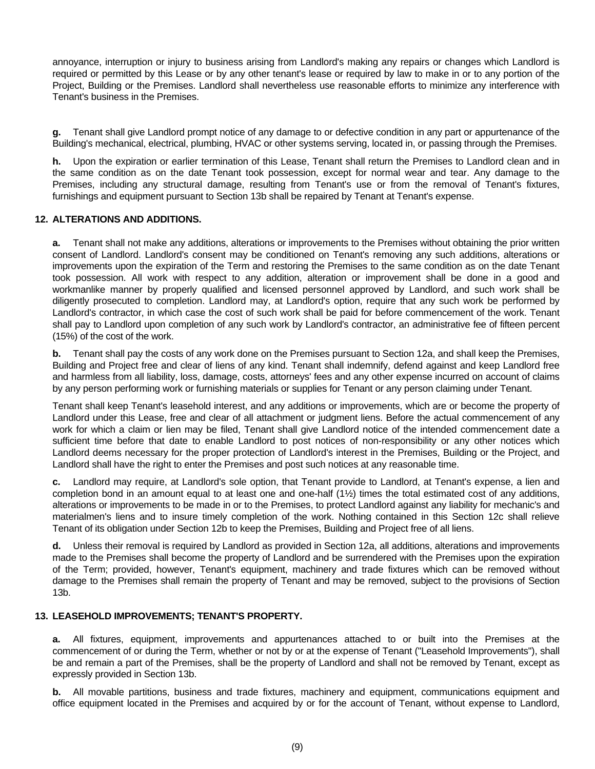annoyance, interruption or injury to business arising from Landlord's making any repairs or changes which Landlord is required or permitted by this Lease or by any other tenant's lease or required by law to make in or to any portion of the Project, Building or the Premises. Landlord shall nevertheless use reasonable efforts to minimize any interference with Tenant's business in the Premises.

**g.** Tenant shall give Landlord prompt notice of any damage to or defective condition in any part or appurtenance of the Building's mechanical, electrical, plumbing, HVAC or other systems serving, located in, or passing through the Premises.

**h.** Upon the expiration or earlier termination of this Lease, Tenant shall return the Premises to Landlord clean and in the same condition as on the date Tenant took possession, except for normal wear and tear. Any damage to the Premises, including any structural damage, resulting from Tenant's use or from the removal of Tenant's fixtures, furnishings and equipment pursuant to Section 13b shall be repaired by Tenant at Tenant's expense.

## 12. ALTERATIONS AND ADDITIONS.

**a.** Tenant shall not make any additions, alterations or improvements to the Premises without obtaining the prior written consent of Landlord. Landlord's consent may be conditioned on Tenant's removing any such additions, alterations or improvements upon the expiration of the Term and restoring the Premises to the same condition as on the date Tenant took possession. All work with respect to any addition, alteration or improvement shall be done in a good and workmanlike manner by properly qualified and licensed personnel approved by Landlord, and such work shall be diligently prosecuted to completion. Landlord may, at Landlord's option, require that any such work be performed by Landlord's contractor, in which case the cost of such work shall be paid for before commencement of the work. Tenant shall pay to Landlord upon completion of any such work by Landlord's contractor, an administrative fee of fifteen percent (15%) of the cost of the work.

**b.** Tenant shall pay the costs of any work done on the Premises pursuant to Section 12a, and shall keep the Premises, Building and Project free and clear of liens of any kind. Tenant shall indemnify, defend against and keep Landlord free and harmless from all liability, loss, damage, costs, attorneys' fees and any other expense incurred on account of claims by any person performing work or furnishing materials or supplies for Tenant or any person claiming under Tenant.

Tenant shall keep Tenant's leasehold interest, and any additions or improvements, which are or become the property of Landlord under this Lease, free and clear of all attachment or judgment liens. Before the actual commencement of any work for which a claim or lien may be filed, Tenant shall give Landlord notice of the intended commencement date a sufficient time before that date to enable Landlord to post notices of non-responsibility or any other notices which Landlord deems necessary for the proper protection of Landlord's interest in the Premises, Building or the Project, and Landlord shall have the right to enter the Premises and post such notices at any reasonable time.

**c.** Landlord may require, at Landlord's sole option, that Tenant provide to Landlord, at Tenant's expense, a lien and completion bond in an amount equal to at least one and one-half (1½) times the total estimated cost of any additions, alterations or improvements to be made in or to the Premises, to protect Landlord against any liability for mechanic's and materialmen's liens and to insure timely completion of the work. Nothing contained in this Section 12c shall relieve Tenant of its obligation under Section 12b to keep the Premises, Building and Project free of all liens.

**d.** Unless their removal is required by Landlord as provided in Section 12a, all additions, alterations and improvements made to the Premises shall become the property of Landlord and be surrendered with the Premises upon the expiration of the Term; provided, however, Tenant's equipment, machinery and trade fixtures which can be removed without damage to the Premises shall remain the property of Tenant and may be removed, subject to the provisions of Section 13b.

## 13. LEASEHOLD IMPROVEMENTS; TENANT'S PROPERTY.

**a.** All fixtures, equipment, improvements and appurtenances attached to or built into the Premises at the commencement of or during the Term, whether or not by or at the expense of Tenant ("Leasehold Improvements"), shall be and remain a part of the Premises, shall be the property of Landlord and shall not be removed by Tenant, except as expressly provided in Section 13b.

**b.** All movable partitions, business and trade fixtures, machinery and equipment, communications equipment and office equipment located in the Premises and acquired by or for the account of Tenant, without expense to Landlord,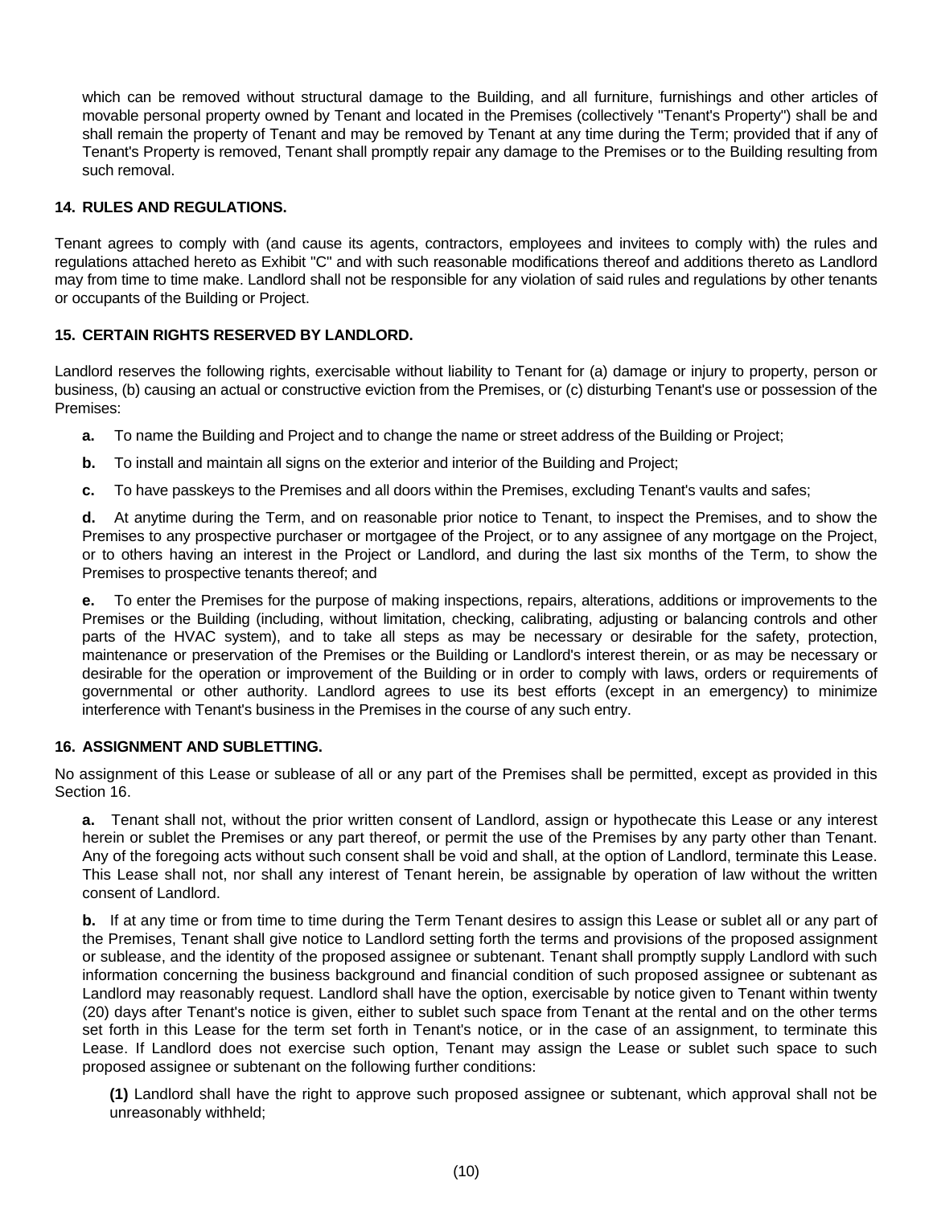which can be removed without structural damage to the Building, and all furniture, furnishings and other articles of movable personal property owned by Tenant and located in the Premises (collectively "Tenant's Property") shall be and shall remain the property of Tenant and may be removed by Tenant at any time during the Term; provided that if any of Tenant's Property is removed, Tenant shall promptly repair any damage to the Premises or to the Building resulting from such removal.

### 14. RULES AND REGULATIONS.

Tenant agrees to comply with (and cause its agents, contractors, employees and invitees to comply with) the rules and regulations attached hereto as Exhibit "C" and with such reasonable modifications thereof and additions thereto as Landlord may from time to time make. Landlord shall not be responsible for any violation of said rules and regulations by other tenants or occupants of the Building or Project.

### 15. CERTAIN RIGHTS RESERVED BY LANDLORD.

Landlord reserves the following rights, exercisable without liability to Tenant for (a) damage or injury to property, person or business, (b) causing an actual or constructive eviction from the Premises, or (c) disturbing Tenant's use or possession of the Premises:

**a.** To name the Building and Project and to change the name or street address of the Building or Project;

**b.** To install and maintain all signs on the exterior and interior of the Building and Project;

**c.** To have passkeys to the Premises and all doors within the Premises, excluding Tenant's vaults and safes;

**d.** At anytime during the Term, and on reasonable prior notice to Tenant, to inspect the Premises, and to show the Premises to any prospective purchaser or mortgagee of the Project, or to any assignee of any mortgage on the Project, or to others having an interest in the Project or Landlord, and during the last six months of the Term, to show the Premises to prospective tenants thereof; and

**e.** To enter the Premises for the purpose of making inspections, repairs, alterations, additions or improvements to the Premises or the Building (including, without limitation, checking, calibrating, adjusting or balancing controls and other parts of the HVAC system), and to take all steps as may be necessary or desirable for the safety, protection, maintenance or preservation of the Premises or the Building or Landlord's interest therein, or as may be necessary or desirable for the operation or improvement of the Building or in order to comply with laws, orders or requirements of governmental or other authority. Landlord agrees to use its best efforts (except in an emergency) to minimize interference with Tenant's business in the Premises in the course of any such entry.

### 16. ASSIGNMENT AND SUBLETTING.

No assignment of this Lease or sublease of all or any part of the Premises shall be permitted, except as provided in this Section 16.

**a.** Tenant shall not, without the prior written consent of Landlord, assign or hypothecate this Lease or any interest herein or sublet the Premises or any part thereof, or permit the use of the Premises by any party other than Tenant. Any of the foregoing acts without such consent shall be void and shall, at the option of Landlord, terminate this Lease. This Lease shall not, nor shall any interest of Tenant herein, be assignable by operation of law without the written consent of Landlord.

**b.** If at any time or from time to time during the Term Tenant desires to assign this Lease or sublet all or any part of the Premises, Tenant shall give notice to Landlord setting forth the terms and provisions of the proposed assignment or sublease, and the identity of the proposed assignee or subtenant. Tenant shall promptly supply Landlord with such information concerning the business background and financial condition of such proposed assignee or subtenant as Landlord may reasonably request. Landlord shall have the option, exercisable by notice given to Tenant within twenty (20) days after Tenant's notice is given, either to sublet such space from Tenant at the rental and on the other terms set forth in this Lease for the term set forth in Tenant's notice, or in the case of an assignment, to terminate this Lease. If Landlord does not exercise such option, Tenant may assign the Lease or sublet such space to such proposed assignee or subtenant on the following further conditions:

**(1)** Landlord shall have the right to approve such proposed assignee or subtenant, which approval shall not be unreasonably withheld;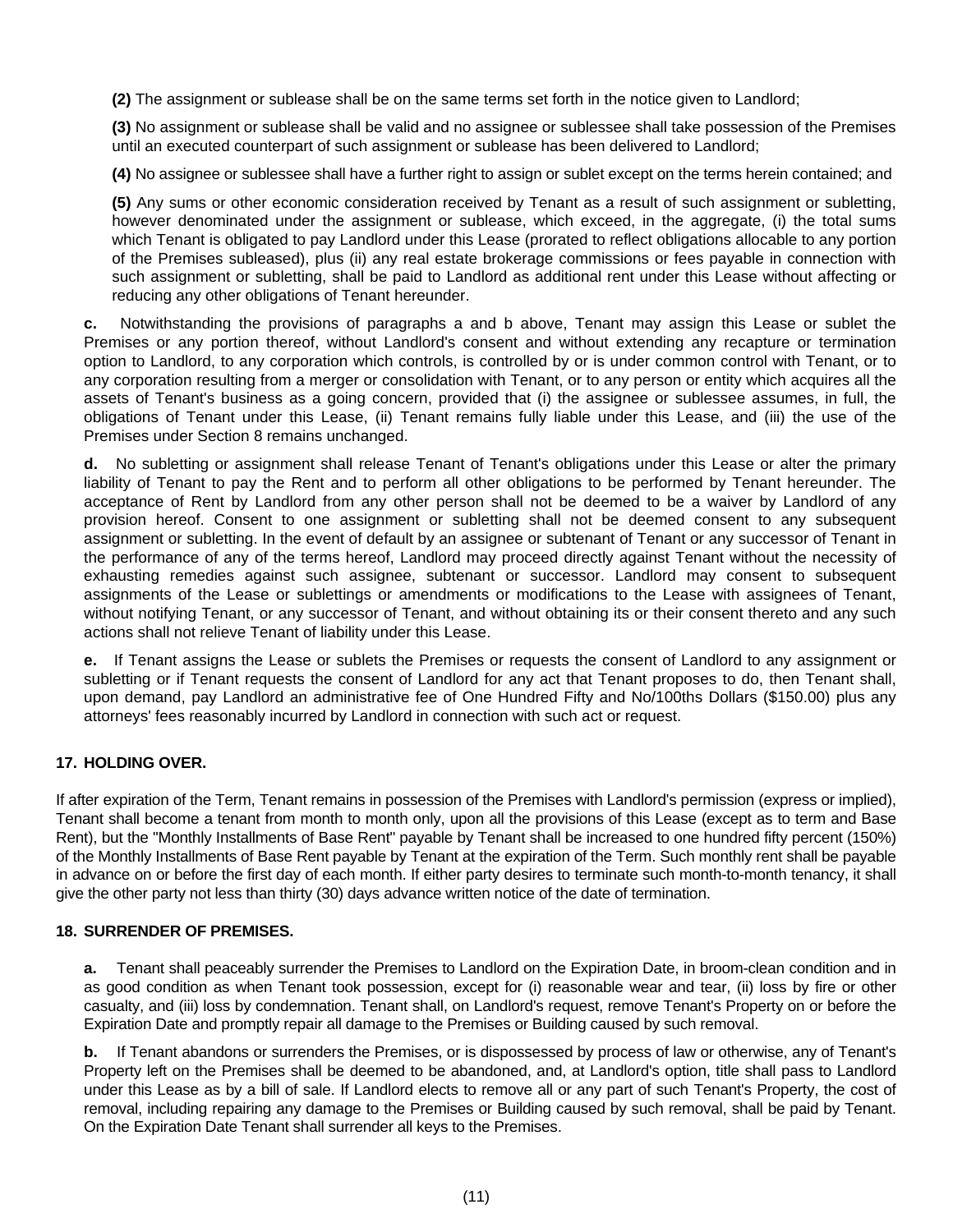**(2)** The assignment or sublease shall be on the same terms set forth in the notice given to Landlord;

**(3)** No assignment or sublease shall be valid and no assignee or sublessee shall take possession of the Premises until an executed counterpart of such assignment or sublease has been delivered to Landlord;

**(4)** No assignee or sublessee shall have a further right to assign or sublet except on the terms herein contained; and

**(5)** Any sums or other economic consideration received by Tenant as a result of such assignment or subletting, however denominated under the assignment or sublease, which exceed, in the aggregate, (i) the total sums which Tenant is obligated to pay Landlord under this Lease (prorated to reflect obligations allocable to any portion of the Premises subleased), plus (ii) any real estate brokerage commissions or fees payable in connection with such assignment or subletting, shall be paid to Landlord as additional rent under this Lease without affecting or reducing any other obligations of Tenant hereunder.

**c.** Notwithstanding the provisions of paragraphs a and b above, Tenant may assign this Lease or sublet the Premises or any portion thereof, without Landlord's consent and without extending any recapture or termination option to Landlord, to any corporation which controls, is controlled by or is under common control with Tenant, or to any corporation resulting from a merger or consolidation with Tenant, or to any person or entity which acquires all the assets of Tenant's business as a going concern, provided that (i) the assignee or sublessee assumes, in full, the obligations of Tenant under this Lease, (ii) Tenant remains fully liable under this Lease, and (iii) the use of the Premises under Section 8 remains unchanged.

**d.** No subletting or assignment shall release Tenant of Tenant's obligations under this Lease or alter the primary liability of Tenant to pay the Rent and to perform all other obligations to be performed by Tenant hereunder. The acceptance of Rent by Landlord from any other person shall not be deemed to be a waiver by Landlord of any provision hereof. Consent to one assignment or subletting shall not be deemed consent to any subsequent assignment or subletting. In the event of default by an assignee or subtenant of Tenant or any successor of Tenant in the performance of any of the terms hereof, Landlord may proceed directly against Tenant without the necessity of exhausting remedies against such assignee, subtenant or successor. Landlord may consent to subsequent assignments of the Lease or sublettings or amendments or modifications to the Lease with assignees of Tenant, without notifying Tenant, or any successor of Tenant, and without obtaining its or their consent thereto and any such actions shall not relieve Tenant of liability under this Lease.

**e.** If Tenant assigns the Lease or sublets the Premises or requests the consent of Landlord to any assignment or subletting or if Tenant requests the consent of Landlord for any act that Tenant proposes to do, then Tenant shall, upon demand, pay Landlord an administrative fee of One Hundred Fifty and No/100ths Dollars ($150.00) plus any attorneys' fees reasonably incurred by Landlord in connection with such act or request.

## 17. HOLDING OVER.

If after expiration of the Term, Tenant remains in possession of the Premises with Landlord's permission (express or implied), Tenant shall become a tenant from month to month only, upon all the provisions of this Lease (except as to term and Base Rent), but the "Monthly Installments of Base Rent" payable by Tenant shall be increased to one hundred fifty percent (150%) of the Monthly Installments of Base Rent payable by Tenant at the expiration of the Term. Such monthly rent shall be payable in advance on or before the first day of each month. If either party desires to terminate such month-to-month tenancy, it shall give the other party not less than thirty (30) days advance written notice of the date of termination.

## 18. SURRENDER OF PREMISES.

**a.** Tenant shall peaceably surrender the Premises to Landlord on the Expiration Date, in broom-clean condition and in as good condition as when Tenant took possession, except for (i) reasonable wear and tear, (ii) loss by fire or other casualty, and (iii) loss by condemnation. Tenant shall, on Landlord's request, remove Tenant's Property on or before the Expiration Date and promptly repair all damage to the Premises or Building caused by such removal.

**b.** If Tenant abandons or surrenders the Premises, or is dispossessed by process of law or otherwise, any of Tenant's Property left on the Premises shall be deemed to be abandoned, and, at Landlord's option, title shall pass to Landlord under this Lease as by a bill of sale. If Landlord elects to remove all or any part of such Tenant's Property, the cost of removal, including repairing any damage to the Premises or Building caused by such removal, shall be paid by Tenant. On the Expiration Date Tenant shall surrender all keys to the Premises.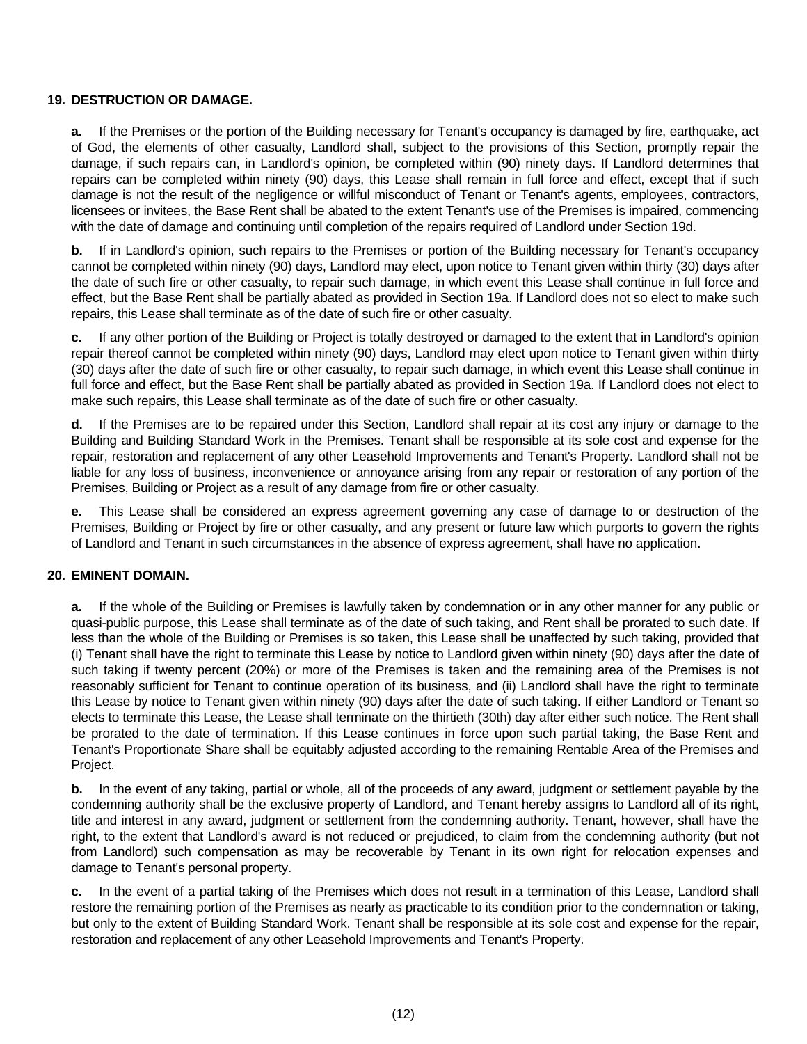## 19. DESTRUCTION OR DAMAGE.

**a.** If the Premises or the portion of the Building necessary for Tenant's occupancy is damaged by fire, earthquake, act of God, the elements of other casualty, Landlord shall, subject to the provisions of this Section, promptly repair the damage, if such repairs can, in Landlord's opinion, be completed within (90) ninety days. If Landlord determines that repairs can be completed within ninety (90) days, this Lease shall remain in full force and effect, except that if such damage is not the result of the negligence or willful misconduct of Tenant or Tenant's agents, employees, contractors, licensees or invitees, the Base Rent shall be abated to the extent Tenant's use of the Premises is impaired, commencing with the date of damage and continuing until completion of the repairs required of Landlord under Section 19d.

**b.** If in Landlord's opinion, such repairs to the Premises or portion of the Building necessary for Tenant's occupancy cannot be completed within ninety (90) days, Landlord may elect, upon notice to Tenant given within thirty (30) days after the date of such fire or other casualty, to repair such damage, in which event this Lease shall continue in full force and effect, but the Base Rent shall be partially abated as provided in Section 19a. If Landlord does not so elect to make such repairs, this Lease shall terminate as of the date of such fire or other casualty.

**c.** If any other portion of the Building or Project is totally destroyed or damaged to the extent that in Landlord's opinion repair thereof cannot be completed within ninety (90) days, Landlord may elect upon notice to Tenant given within thirty (30) days after the date of such fire or other casualty, to repair such damage, in which event this Lease shall continue in full force and effect, but the Base Rent shall be partially abated as provided in Section 19a. If Landlord does not elect to make such repairs, this Lease shall terminate as of the date of such fire or other casualty.

**d.** If the Premises are to be repaired under this Section, Landlord shall repair at its cost any injury or damage to the Building and Building Standard Work in the Premises. Tenant shall be responsible at its sole cost and expense for the repair, restoration and replacement of any other Leasehold Improvements and Tenant's Property. Landlord shall not be liable for any loss of business, inconvenience or annoyance arising from any repair or restoration of any portion of the Premises, Building or Project as a result of any damage from fire or other casualty.

**e.** This Lease shall be considered an express agreement governing any case of damage to or destruction of the Premises, Building or Project by fire or other casualty, and any present or future law which purports to govern the rights of Landlord and Tenant in such circumstances in the absence of express agreement, shall have no application.

## 20. EMINENT DOMAIN.

**a.** If the whole of the Building or Premises is lawfully taken by condemnation or in any other manner for any public or quasi-public purpose, this Lease shall terminate as of the date of such taking, and Rent shall be prorated to such date. If less than the whole of the Building or Premises is so taken, this Lease shall be unaffected by such taking, provided that (i) Tenant shall have the right to terminate this Lease by notice to Landlord given within ninety (90) days after the date of such taking if twenty percent (20%) or more of the Premises is taken and the remaining area of the Premises is not reasonably sufficient for Tenant to continue operation of its business, and (ii) Landlord shall have the right to terminate this Lease by notice to Tenant given within ninety (90) days after the date of such taking. If either Landlord or Tenant so elects to terminate this Lease, the Lease shall terminate on the thirtieth (30th) day after either such notice. The Rent shall be prorated to the date of termination. If this Lease continues in force upon such partial taking, the Base Rent and Tenant's Proportionate Share shall be equitably adjusted according to the remaining Rentable Area of the Premises and Project.

**b.** In the event of any taking, partial or whole, all of the proceeds of any award, judgment or settlement payable by the condemning authority shall be the exclusive property of Landlord, and Tenant hereby assigns to Landlord all of its right, title and interest in any award, judgment or settlement from the condemning authority. Tenant, however, shall have the right, to the extent that Landlord's award is not reduced or prejudiced, to claim from the condemning authority (but not from Landlord) such compensation as may be recoverable by Tenant in its own right for relocation expenses and damage to Tenant's personal property.

**c.** In the event of a partial taking of the Premises which does not result in a termination of this Lease, Landlord shall restore the remaining portion of the Premises as nearly as practicable to its condition prior to the condemnation or taking, but only to the extent of Building Standard Work. Tenant shall be responsible at its sole cost and expense for the repair, restoration and replacement of any other Leasehold Improvements and Tenant's Property.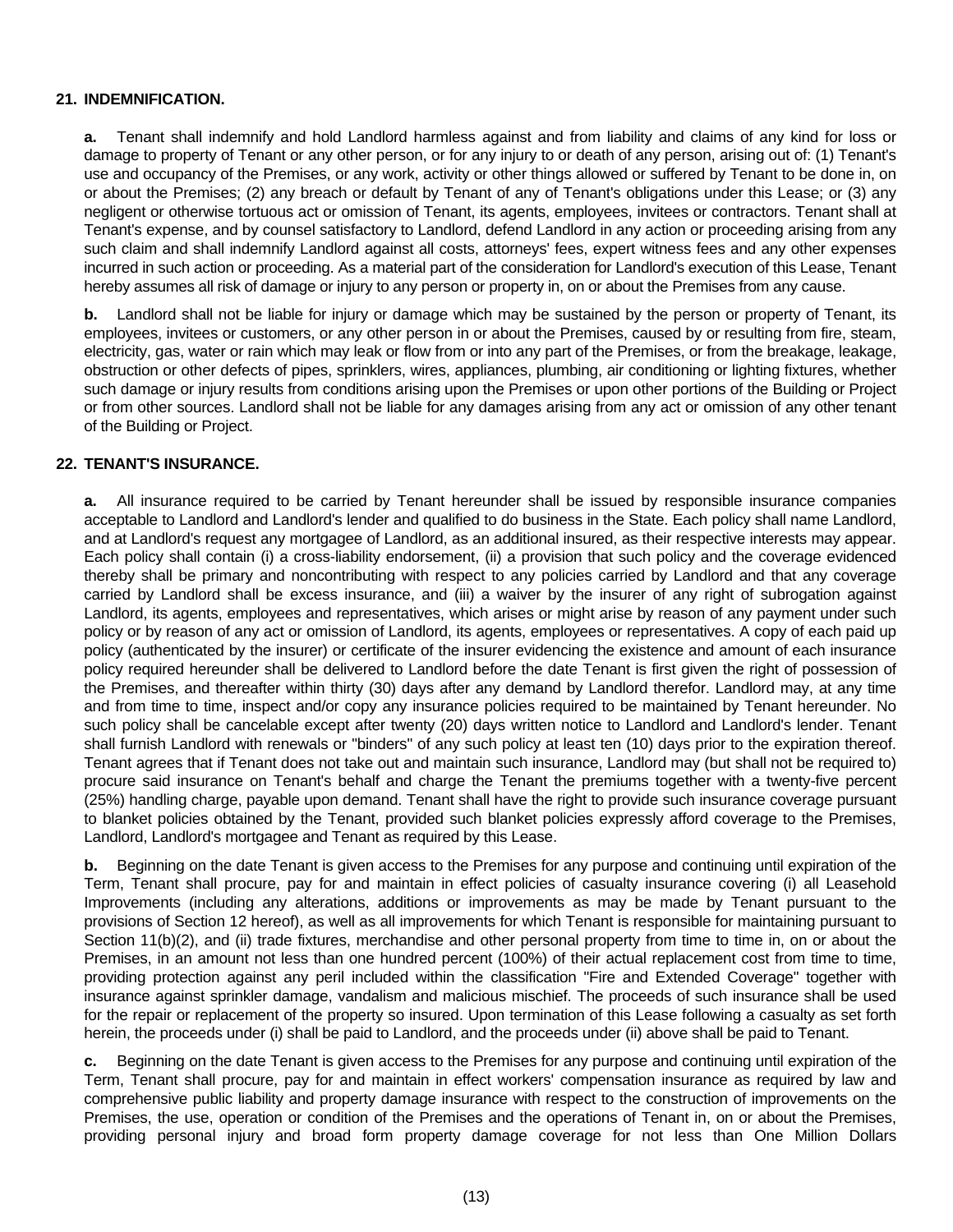## 21. INDEMNIFICATION.

**a.** Tenant shall indemnify and hold Landlord harmless against and from liability and claims of any kind for loss or damage to property of Tenant or any other person, or for any injury to or death of any person, arising out of: (1) Tenant's use and occupancy of the Premises, or any work, activity or other things allowed or suffered by Tenant to be done in, on or about the Premises; (2) any breach or default by Tenant of any of Tenant's obligations under this Lease; or (3) any negligent or otherwise tortuous act or omission of Tenant, its agents, employees, invitees or contractors. Tenant shall at Tenant's expense, and by counsel satisfactory to Landlord, defend Landlord in any action or proceeding arising from any such claim and shall indemnify Landlord against all costs, attorneys' fees, expert witness fees and any other expenses incurred in such action or proceeding. As a material part of the consideration for Landlord's execution of this Lease, Tenant hereby assumes all risk of damage or injury to any person or property in, on or about the Premises from any cause.

**b.** Landlord shall not be liable for injury or damage which may be sustained by the person or property of Tenant, its employees, invitees or customers, or any other person in or about the Premises, caused by or resulting from fire, steam, electricity, gas, water or rain which may leak or flow from or into any part of the Premises, or from the breakage, leakage, obstruction or other defects of pipes, sprinklers, wires, appliances, plumbing, air conditioning or lighting fixtures, whether such damage or injury results from conditions arising upon the Premises or upon other portions of the Building or Project or from other sources. Landlord shall not be liable for any damages arising from any act or omission of any other tenant of the Building or Project.

## 22. TENANT'S INSURANCE.

**a.** All insurance required to be carried by Tenant hereunder shall be issued by responsible insurance companies acceptable to Landlord and Landlord's lender and qualified to do business in the State. Each policy shall name Landlord, and at Landlord's request any mortgagee of Landlord, as an additional insured, as their respective interests may appear. Each policy shall contain (i) a cross-liability endorsement, (ii) a provision that such policy and the coverage evidenced thereby shall be primary and noncontributing with respect to any policies carried by Landlord and that any coverage carried by Landlord shall be excess insurance, and (iii) a waiver by the insurer of any right of subrogation against Landlord, its agents, employees and representatives, which arises or might arise by reason of any payment under such policy or by reason of any act or omission of Landlord, its agents, employees or representatives. A copy of each paid up policy (authenticated by the insurer) or certificate of the insurer evidencing the existence and amount of each insurance policy required hereunder shall be delivered to Landlord before the date Tenant is first given the right of possession of the Premises, and thereafter within thirty (30) days after any demand by Landlord therefor. Landlord may, at any time and from time to time, inspect and/or copy any insurance policies required to be maintained by Tenant hereunder. No such policy shall be cancelable except after twenty (20) days written notice to Landlord and Landlord's lender. Tenant shall furnish Landlord with renewals or "binders" of any such policy at least ten (10) days prior to the expiration thereof. Tenant agrees that if Tenant does not take out and maintain such insurance, Landlord may (but shall not be required to) procure said insurance on Tenant's behalf and charge the Tenant the premiums together with a twenty-five percent (25%) handling charge, payable upon demand. Tenant shall have the right to provide such insurance coverage pursuant to blanket policies obtained by the Tenant, provided such blanket policies expressly afford coverage to the Premises, Landlord, Landlord's mortgagee and Tenant as required by this Lease.

**b.** Beginning on the date Tenant is given access to the Premises for any purpose and continuing until expiration of the Term, Tenant shall procure, pay for and maintain in effect policies of casualty insurance covering (i) all Leasehold Improvements (including any alterations, additions or improvements as may be made by Tenant pursuant to the provisions of Section 12 hereof), as well as all improvements for which Tenant is responsible for maintaining pursuant to Section 11(b)(2), and (ii) trade fixtures, merchandise and other personal property from time to time in, on or about the Premises, in an amount not less than one hundred percent (100%) of their actual replacement cost from time to time, providing protection against any peril included within the classification "Fire and Extended Coverage" together with insurance against sprinkler damage, vandalism and malicious mischief. The proceeds of such insurance shall be used for the repair or replacement of the property so insured. Upon termination of this Lease following a casualty as set forth herein, the proceeds under (i) shall be paid to Landlord, and the proceeds under (ii) above shall be paid to Tenant.

**c.** Beginning on the date Tenant is given access to the Premises for any purpose and continuing until expiration of the Term, Tenant shall procure, pay for and maintain in effect workers' compensation insurance as required by law and comprehensive public liability and property damage insurance with respect to the construction of improvements on the Premises, the use, operation or condition of the Premises and the operations of Tenant in, on or about the Premises, providing personal injury and broad form property damage coverage for not less than One Million Dollars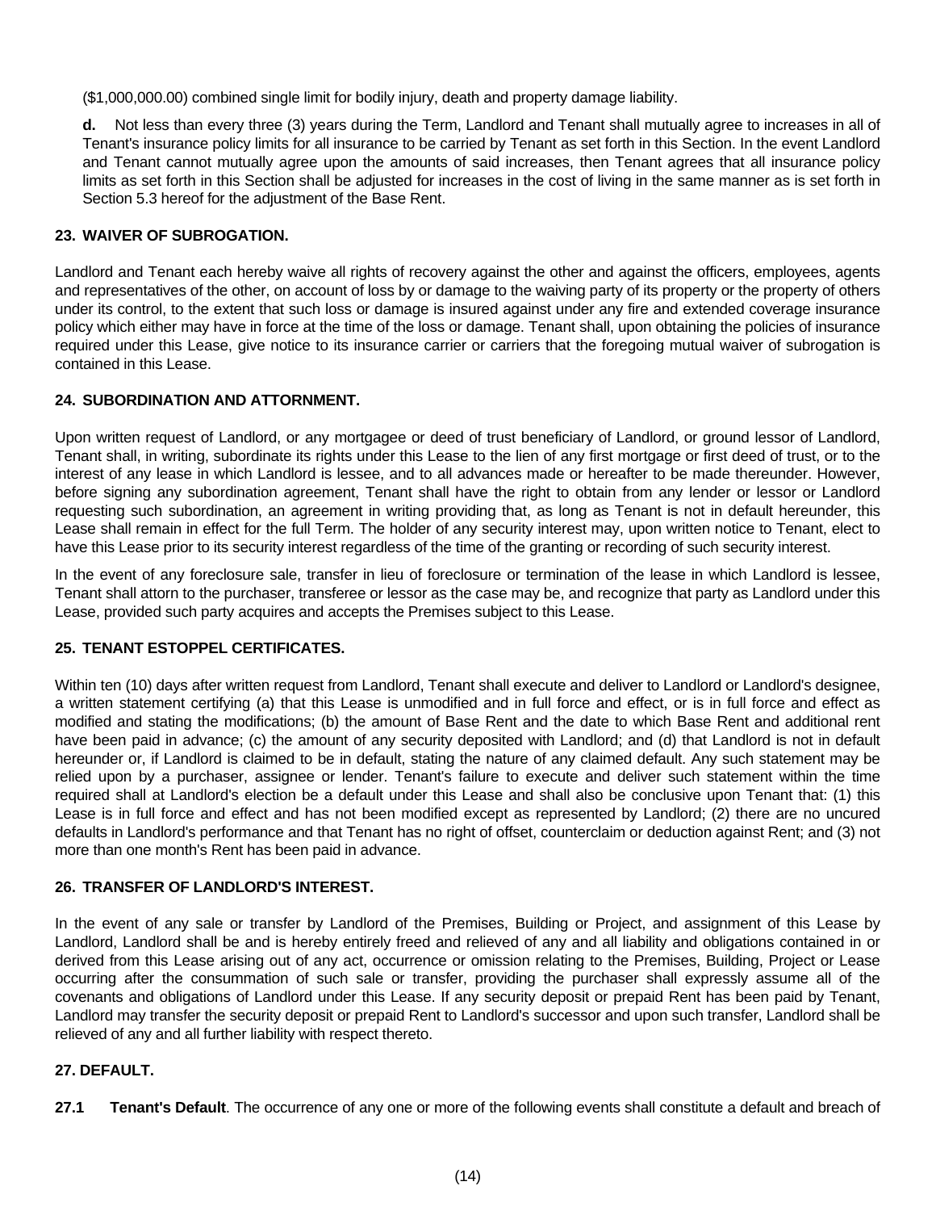($1,000,000.00) combined single limit for bodily injury, death and property damage liability.

**d.** Not less than every three (3) years during the Term, Landlord and Tenant shall mutually agree to increases in all of Tenant's insurance policy limits for all insurance to be carried by Tenant as set forth in this Section. In the event Landlord and Tenant cannot mutually agree upon the amounts of said increases, then Tenant agrees that all insurance policy limits as set forth in this Section shall be adjusted for increases in the cost of living in the same manner as is set forth in Section 5.3 hereof for the adjustment of the Base Rent.

### 23. WAIVER OF SUBROGATION.

Landlord and Tenant each hereby waive all rights of recovery against the other and against the officers, employees, agents and representatives of the other, on account of loss by or damage to the waiving party of its property or the property of others under its control, to the extent that such loss or damage is insured against under any fire and extended coverage insurance policy which either may have in force at the time of the loss or damage. Tenant shall, upon obtaining the policies of insurance required under this Lease, give notice to its insurance carrier or carriers that the foregoing mutual waiver of subrogation is contained in this Lease.

### 24. SUBORDINATION AND ATTORNMENT.

Upon written request of Landlord, or any mortgagee or deed of trust beneficiary of Landlord, or ground lessor of Landlord, Tenant shall, in writing, subordinate its rights under this Lease to the lien of any first mortgage or first deed of trust, or to the interest of any lease in which Landlord is lessee, and to all advances made or hereafter to be made thereunder. However, before signing any subordination agreement, Tenant shall have the right to obtain from any lender or lessor or Landlord requesting such subordination, an agreement in writing providing that, as long as Tenant is not in default hereunder, this Lease shall remain in effect for the full Term. The holder of any security interest may, upon written notice to Tenant, elect to have this Lease prior to its security interest regardless of the time of the granting or recording of such security interest.

In the event of any foreclosure sale, transfer in lieu of foreclosure or termination of the lease in which Landlord is lessee, Tenant shall attorn to the purchaser, transferee or lessor as the case may be, and recognize that party as Landlord under this Lease, provided such party acquires and accepts the Premises subject to this Lease.

### 25. TENANT ESTOPPEL CERTIFICATES.

Within ten (10) days after written request from Landlord, Tenant shall execute and deliver to Landlord or Landlord's designee, a written statement certifying (a) that this Lease is unmodified and in full force and effect, or is in full force and effect as modified and stating the modifications; (b) the amount of Base Rent and the date to which Base Rent and additional rent have been paid in advance; (c) the amount of any security deposited with Landlord; and (d) that Landlord is not in default hereunder or, if Landlord is claimed to be in default, stating the nature of any claimed default. Any such statement may be relied upon by a purchaser, assignee or lender. Tenant's failure to execute and deliver such statement within the time required shall at Landlord's election be a default under this Lease and shall also be conclusive upon Tenant that: (1) this Lease is in full force and effect and has not been modified except as represented by Landlord; (2) there are no uncured defaults in Landlord's performance and that Tenant has no right of offset, counterclaim or deduction against Rent; and (3) not more than one month's Rent has been paid in advance.

### 26. TRANSFER OF LANDLORD'S INTEREST.

In the event of any sale or transfer by Landlord of the Premises, Building or Project, and assignment of this Lease by Landlord, Landlord shall be and is hereby entirely freed and relieved of any and all liability and obligations contained in or derived from this Lease arising out of any act, occurrence or omission relating to the Premises, Building, Project or Lease occurring after the consummation of such sale or transfer, providing the purchaser shall expressly assume all of the covenants and obligations of Landlord under this Lease. If any security deposit or prepaid Rent has been paid by Tenant, Landlord may transfer the security deposit or prepaid Rent to Landlord's successor and upon such transfer, Landlord shall be relieved of any and all further liability with respect thereto.

### 27. DEFAULT.

**27.1 Tenant's Default**. The occurrence of any one or more of the following events shall constitute a default and breach of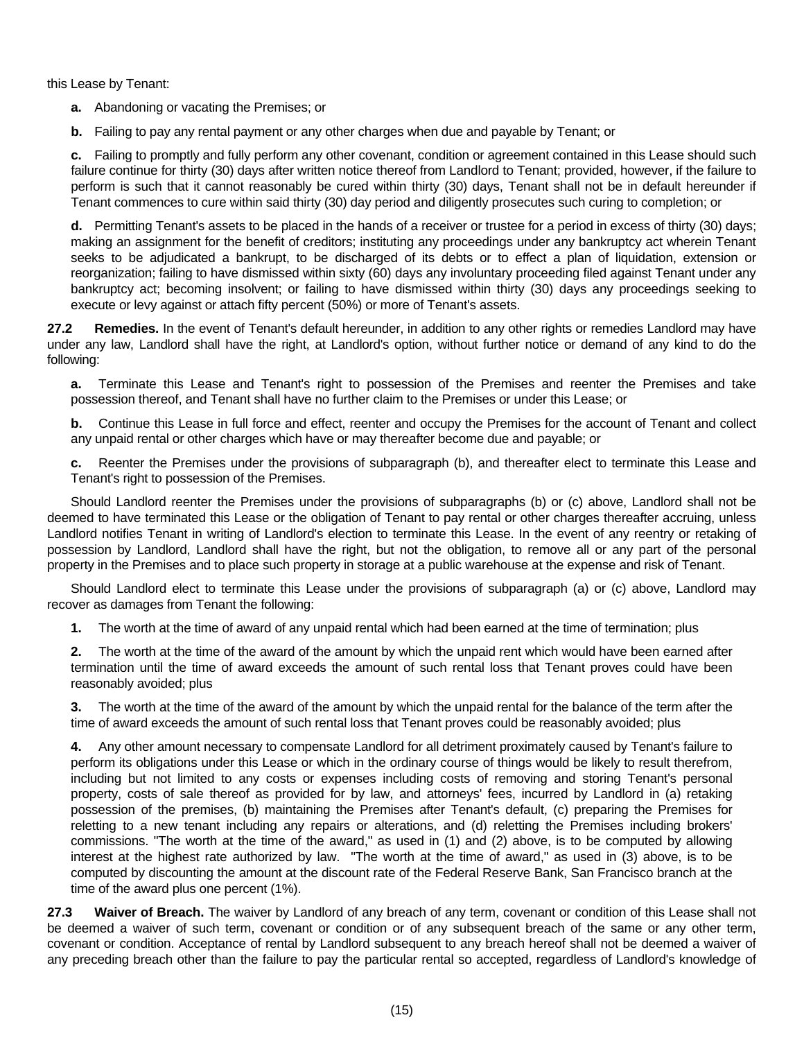this Lease by Tenant:

**a.** Abandoning or vacating the Premises; or

**b.** Failing to pay any rental payment or any other charges when due and payable by Tenant; or

**c.** Failing to promptly and fully perform any other covenant, condition or agreement contained in this Lease should such failure continue for thirty (30) days after written notice thereof from Landlord to Tenant; provided, however, if the failure to perform is such that it cannot reasonably be cured within thirty (30) days, Tenant shall not be in default hereunder if Tenant commences to cure within said thirty (30) day period and diligently prosecutes such curing to completion; or

**d.** Permitting Tenant's assets to be placed in the hands of a receiver or trustee for a period in excess of thirty (30) days; making an assignment for the benefit of creditors; instituting any proceedings under any bankruptcy act wherein Tenant seeks to be adjudicated a bankrupt, to be discharged of its debts or to effect a plan of liquidation, extension or reorganization; failing to have dismissed within sixty (60) days any involuntary proceeding filed against Tenant under any bankruptcy act; becoming insolvent; or failing to have dismissed within thirty (30) days any proceedings seeking to execute or levy against or attach fifty percent (50%) or more of Tenant's assets.

**27.2 Remedies.** In the event of Tenant's default hereunder, in addition to any other rights or remedies Landlord may have under any law, Landlord shall have the right, at Landlord's option, without further notice or demand of any kind to do the following:

**a.** Terminate this Lease and Tenant's right to possession of the Premises and reenter the Premises and take possession thereof, and Tenant shall have no further claim to the Premises or under this Lease; or

**b.** Continue this Lease in full force and effect, reenter and occupy the Premises for the account of Tenant and collect any unpaid rental or other charges which have or may thereafter become due and payable; or

**c.** Reenter the Premises under the provisions of subparagraph (b), and thereafter elect to terminate this Lease and Tenant's right to possession of the Premises.

Should Landlord reenter the Premises under the provisions of subparagraphs (b) or (c) above, Landlord shall not be deemed to have terminated this Lease or the obligation of Tenant to pay rental or other charges thereafter accruing, unless Landlord notifies Tenant in writing of Landlord's election to terminate this Lease. In the event of any reentry or retaking of possession by Landlord, Landlord shall have the right, but not the obligation, to remove all or any part of the personal property in the Premises and to place such property in storage at a public warehouse at the expense and risk of Tenant.

Should Landlord elect to terminate this Lease under the provisions of subparagraph (a) or (c) above, Landlord may recover as damages from Tenant the following:

**1.** The worth at the time of award of any unpaid rental which had been earned at the time of termination; plus

**2.** The worth at the time of the award of the amount by which the unpaid rent which would have been earned after termination until the time of award exceeds the amount of such rental loss that Tenant proves could have been reasonably avoided; plus

**3.** The worth at the time of the award of the amount by which the unpaid rental for the balance of the term after the time of award exceeds the amount of such rental loss that Tenant proves could be reasonably avoided; plus

**4.** Any other amount necessary to compensate Landlord for all detriment proximately caused by Tenant's failure to perform its obligations under this Lease or which in the ordinary course of things would be likely to result therefrom, including but not limited to any costs or expenses including costs of removing and storing Tenant's personal property, costs of sale thereof as provided for by law, and attorneys' fees, incurred by Landlord in (a) retaking possession of the premises, (b) maintaining the Premises after Tenant's default, (c) preparing the Premises for reletting to a new tenant including any repairs or alterations, and (d) reletting the Premises including brokers' commissions. "The worth at the time of the award," as used in (1) and (2) above, is to be computed by allowing interest at the highest rate authorized by law. "The worth at the time of award," as used in (3) above, is to be computed by discounting the amount at the discount rate of the Federal Reserve Bank, San Francisco branch at the time of the award plus one percent (1%).

**27.3 Waiver of Breach.** The waiver by Landlord of any breach of any term, covenant or condition of this Lease shall not be deemed a waiver of such term, covenant or condition or of any subsequent breach of the same or any other term, covenant or condition. Acceptance of rental by Landlord subsequent to any breach hereof shall not be deemed a waiver of any preceding breach other than the failure to pay the particular rental so accepted, regardless of Landlord's knowledge of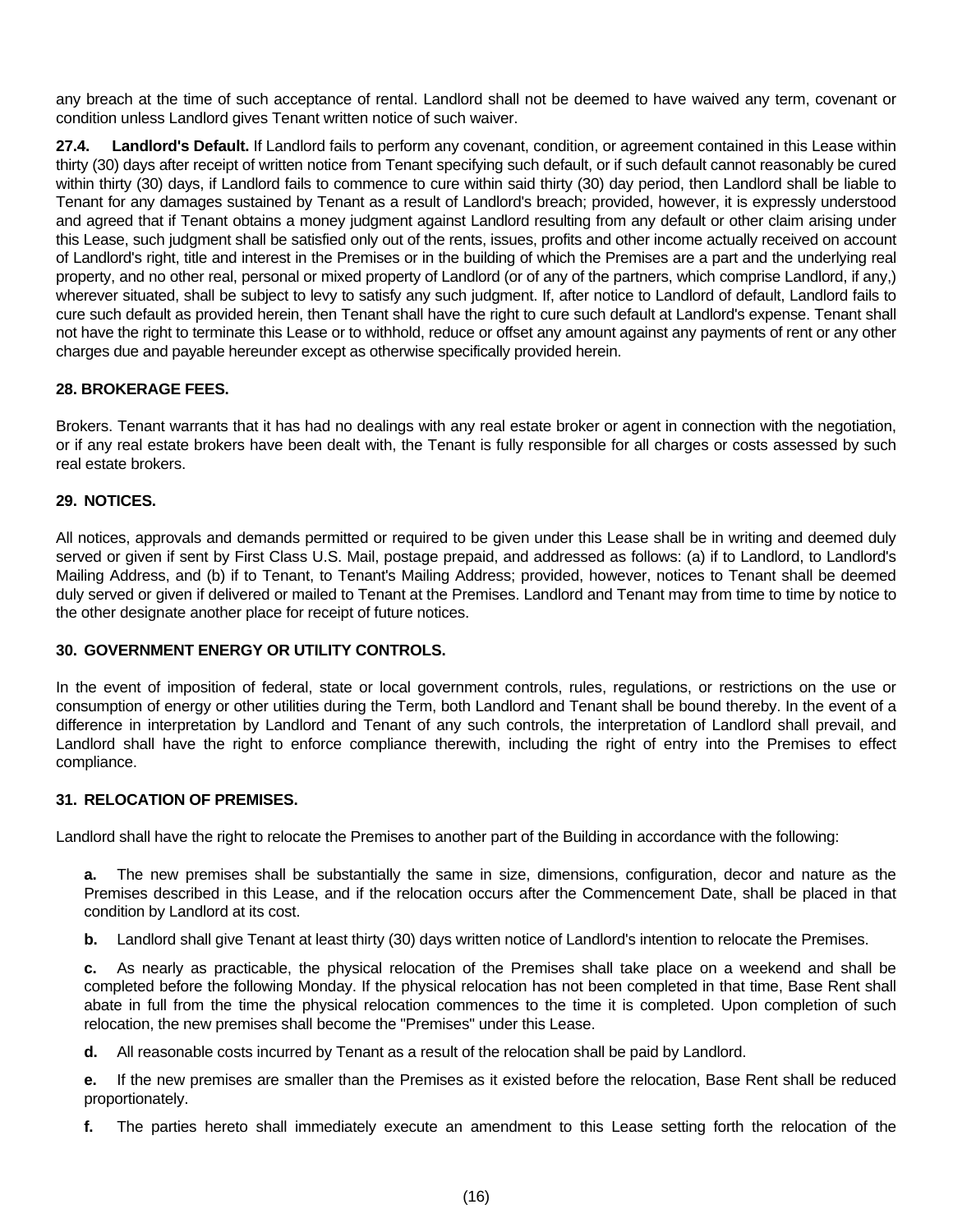any breach at the time of such acceptance of rental. Landlord shall not be deemed to have waived any term, covenant or condition unless Landlord gives Tenant written notice of such waiver.

**27.4. Landlord's Default.** If Landlord fails to perform any covenant, condition, or agreement contained in this Lease within thirty (30) days after receipt of written notice from Tenant specifying such default, or if such default cannot reasonably be cured within thirty (30) days, if Landlord fails to commence to cure within said thirty (30) day period, then Landlord shall be liable to Tenant for any damages sustained by Tenant as a result of Landlord's breach; provided, however, it is expressly understood and agreed that if Tenant obtains a money judgment against Landlord resulting from any default or other claim arising under this Lease, such judgment shall be satisfied only out of the rents, issues, profits and other income actually received on account of Landlord's right, title and interest in the Premises or in the building of which the Premises are a part and the underlying real property, and no other real, personal or mixed property of Landlord (or of any of the partners, which comprise Landlord, if any,) wherever situated, shall be subject to levy to satisfy any such judgment. If, after notice to Landlord of default, Landlord fails to cure such default as provided herein, then Tenant shall have the right to cure such default at Landlord's expense. Tenant shall not have the right to terminate this Lease or to withhold, reduce or offset any amount against any payments of rent or any other charges due and payable hereunder except as otherwise specifically provided herein.

## 28. BROKERAGE FEES.

Brokers. Tenant warrants that it has had no dealings with any real estate broker or agent in connection with the negotiation, or if any real estate brokers have been dealt with, the Tenant is fully responsible for all charges or costs assessed by such real estate brokers.

## 29. NOTICES.

All notices, approvals and demands permitted or required to be given under this Lease shall be in writing and deemed duly served or given if sent by First Class U.S. Mail, postage prepaid, and addressed as follows: (a) if to Landlord, to Landlord's Mailing Address, and (b) if to Tenant, to Tenant's Mailing Address; provided, however, notices to Tenant shall be deemed duly served or given if delivered or mailed to Tenant at the Premises. Landlord and Tenant may from time to time by notice to the other designate another place for receipt of future notices.

## 30. GOVERNMENT ENERGY OR UTILITY CONTROLS.

In the event of imposition of federal, state or local government controls, rules, regulations, or restrictions on the use or consumption of energy or other utilities during the Term, both Landlord and Tenant shall be bound thereby. In the event of a difference in interpretation by Landlord and Tenant of any such controls, the interpretation of Landlord shall prevail, and Landlord shall have the right to enforce compliance therewith, including the right of entry into the Premises to effect compliance.

## 31. RELOCATION OF PREMISES.

Landlord shall have the right to relocate the Premises to another part of the Building in accordance with the following:

**a.** The new premises shall be substantially the same in size, dimensions, configuration, decor and nature as the Premises described in this Lease, and if the relocation occurs after the Commencement Date, shall be placed in that condition by Landlord at its cost.

**b.** Landlord shall give Tenant at least thirty (30) days written notice of Landlord's intention to relocate the Premises.

**c.** As nearly as practicable, the physical relocation of the Premises shall take place on a weekend and shall be completed before the following Monday. If the physical relocation has not been completed in that time, Base Rent shall abate in full from the time the physical relocation commences to the time it is completed. Upon completion of such relocation, the new premises shall become the "Premises" under this Lease.

**d.** All reasonable costs incurred by Tenant as a result of the relocation shall be paid by Landlord.

**e.** If the new premises are smaller than the Premises as it existed before the relocation, Base Rent shall be reduced proportionately.

**f.** The parties hereto shall immediately execute an amendment to this Lease setting forth the relocation of the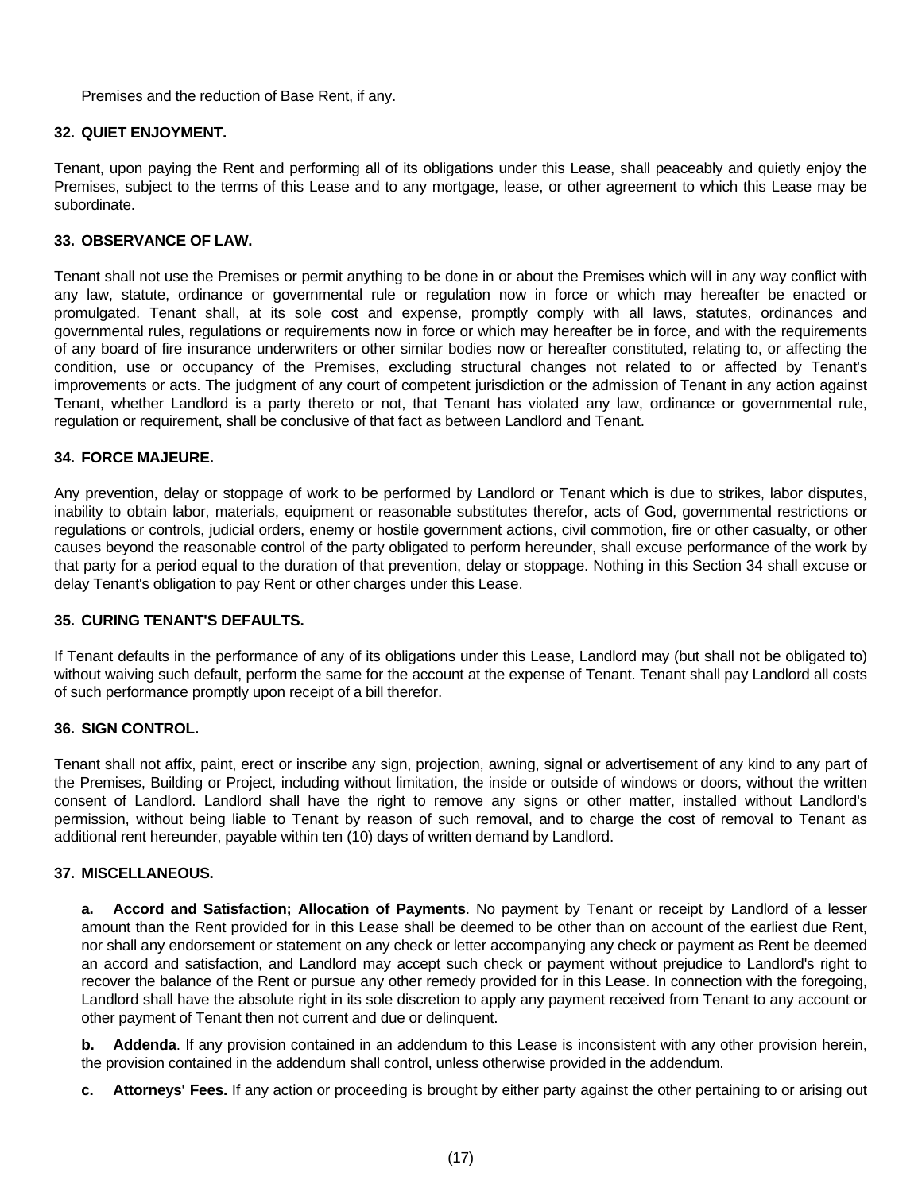Premises and the reduction of Base Rent, if any.

**32. QUIET ENJOYMENT.**

Tenant, upon paying the Rent and performing all of its obligations under this Lease, shall peaceably and quietly enjoy the Premises, subject to the terms of this Lease and to any mortgage, lease, or other agreement to which this Lease may be subordinate.

**33. OBSERVANCE OF LAW.**

Tenant shall not use the Premises or permit anything to be done in or about the Premises which will in any way conflict with any law, statute, ordinance or governmental rule or regulation now in force or which may hereafter be enacted or promulgated. Tenant shall, at its sole cost and expense, promptly comply with all laws, statutes, ordinances and governmental rules, regulations or requirements now in force or which may hereafter be in force, and with the requirements of any board of fire insurance underwriters or other similar bodies now or hereafter constituted, relating to, or affecting the condition, use or occupancy of the Premises, excluding structural changes not related to or affected by Tenant's improvements or acts. The judgment of any court of competent jurisdiction or the admission of Tenant in any action against Tenant, whether Landlord is a party thereto or not, that Tenant has violated any law, ordinance or governmental rule, regulation or requirement, shall be conclusive of that fact as between Landlord and Tenant.

**34. FORCE MAJEURE.**

Any prevention, delay or stoppage of work to be performed by Landlord or Tenant which is due to strikes, labor disputes, inability to obtain labor, materials, equipment or reasonable substitutes therefor, acts of God, governmental restrictions or regulations or controls, judicial orders, enemy or hostile government actions, civil commotion, fire or other casualty, or other causes beyond the reasonable control of the party obligated to perform hereunder, shall excuse performance of the work by that party for a period equal to the duration of that prevention, delay or stoppage. Nothing in this Section 34 shall excuse or delay Tenant's obligation to pay Rent or other charges under this Lease.

**35. CURING TENANT'S DEFAULTS.**

If Tenant defaults in the performance of any of its obligations under this Lease, Landlord may (but shall not be obligated to) without waiving such default, perform the same for the account at the expense of Tenant. Tenant shall pay Landlord all costs of such performance promptly upon receipt of a bill therefor.

**36. SIGN CONTROL.**

Tenant shall not affix, paint, erect or inscribe any sign, projection, awning, signal or advertisement of any kind to any part of the Premises, Building or Project, including without limitation, the inside or outside of windows or doors, without the written consent of Landlord. Landlord shall have the right to remove any signs or other matter, installed without Landlord's permission, without being liable to Tenant by reason of such removal, and to charge the cost of removal to Tenant as additional rent hereunder, payable within ten (10) days of written demand by Landlord.

**37. MISCELLANEOUS.**

**a. Accord and Satisfaction; Allocation of Payments**. No payment by Tenant or receipt by Landlord of a lesser amount than the Rent provided for in this Lease shall be deemed to be other than on account of the earliest due Rent, nor shall any endorsement or statement on any check or letter accompanying any check or payment as Rent be deemed an accord and satisfaction, and Landlord may accept such check or payment without prejudice to Landlord's right to recover the balance of the Rent or pursue any other remedy provided for in this Lease. In connection with the foregoing, Landlord shall have the absolute right in its sole discretion to apply any payment received from Tenant to any account or other payment of Tenant then not current and due or delinquent.

**b. Addenda**. If any provision contained in an addendum to this Lease is inconsistent with any other provision herein, the provision contained in the addendum shall control, unless otherwise provided in the addendum.

**c. Attorneys' Fees.** If any action or proceeding is brought by either party against the other pertaining to or arising out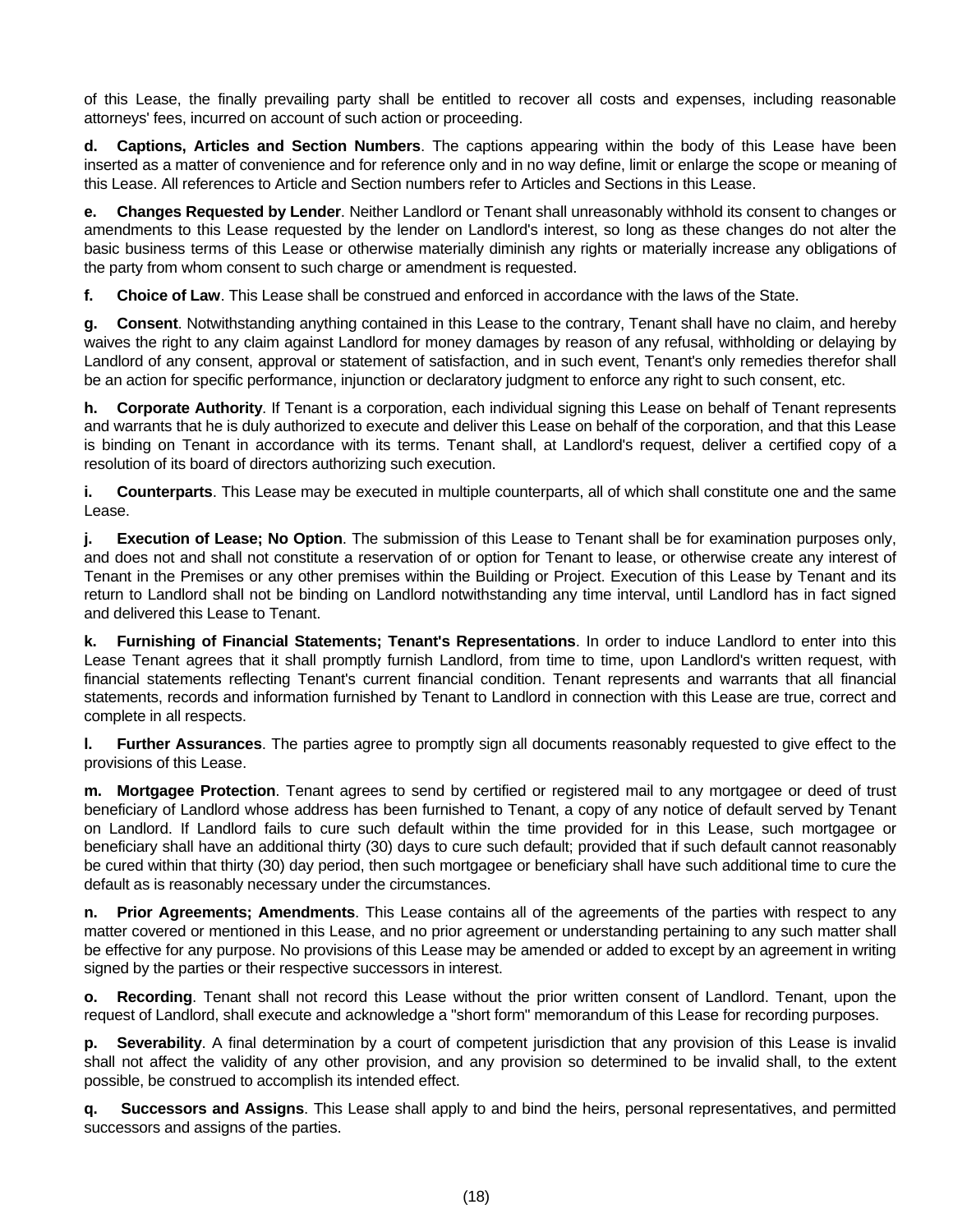of this Lease, the finally prevailing party shall be entitled to recover all costs and expenses, including reasonable attorneys' fees, incurred on account of such action or proceeding.

**d. Captions, Articles and Section Numbers**. The captions appearing within the body of this Lease have been inserted as a matter of convenience and for reference only and in no way define, limit or enlarge the scope or meaning of this Lease. All references to Article and Section numbers refer to Articles and Sections in this Lease.

**e. Changes Requested by Lender**. Neither Landlord or Tenant shall unreasonably withhold its consent to changes or amendments to this Lease requested by the lender on Landlord's interest, so long as these changes do not alter the basic business terms of this Lease or otherwise materially diminish any rights or materially increase any obligations of the party from whom consent to such charge or amendment is requested.

**f. Choice of Law**. This Lease shall be construed and enforced in accordance with the laws of the State.

**g. Consent**. Notwithstanding anything contained in this Lease to the contrary, Tenant shall have no claim, and hereby waives the right to any claim against Landlord for money damages by reason of any refusal, withholding or delaying by Landlord of any consent, approval or statement of satisfaction, and in such event, Tenant's only remedies therefor shall be an action for specific performance, injunction or declaratory judgment to enforce any right to such consent, etc.

**h. Corporate Authority**. If Tenant is a corporation, each individual signing this Lease on behalf of Tenant represents and warrants that he is duly authorized to execute and deliver this Lease on behalf of the corporation, and that this Lease is binding on Tenant in accordance with its terms. Tenant shall, at Landlord's request, deliver a certified copy of a resolution of its board of directors authorizing such execution.

**i. Counterparts**. This Lease may be executed in multiple counterparts, all of which shall constitute one and the same Lease.

**j. Execution of Lease; No Option**. The submission of this Lease to Tenant shall be for examination purposes only, and does not and shall not constitute a reservation of or option for Tenant to lease, or otherwise create any interest of Tenant in the Premises or any other premises within the Building or Project. Execution of this Lease by Tenant and its return to Landlord shall not be binding on Landlord notwithstanding any time interval, until Landlord has in fact signed and delivered this Lease to Tenant.

**k. Furnishing of Financial Statements; Tenant's Representations**. In order to induce Landlord to enter into this Lease Tenant agrees that it shall promptly furnish Landlord, from time to time, upon Landlord's written request, with financial statements reflecting Tenant's current financial condition. Tenant represents and warrants that all financial statements, records and information furnished by Tenant to Landlord in connection with this Lease are true, correct and complete in all respects.

**l. Further Assurances**. The parties agree to promptly sign all documents reasonably requested to give effect to the provisions of this Lease.

**m. Mortgagee Protection**. Tenant agrees to send by certified or registered mail to any mortgagee or deed of trust beneficiary of Landlord whose address has been furnished to Tenant, a copy of any notice of default served by Tenant on Landlord. If Landlord fails to cure such default within the time provided for in this Lease, such mortgagee or beneficiary shall have an additional thirty (30) days to cure such default; provided that if such default cannot reasonably be cured within that thirty (30) day period, then such mortgagee or beneficiary shall have such additional time to cure the default as is reasonably necessary under the circumstances.

**n. Prior Agreements; Amendments**. This Lease contains all of the agreements of the parties with respect to any matter covered or mentioned in this Lease, and no prior agreement or understanding pertaining to any such matter shall be effective for any purpose. No provisions of this Lease may be amended or added to except by an agreement in writing signed by the parties or their respective successors in interest.

**o. Recording**. Tenant shall not record this Lease without the prior written consent of Landlord. Tenant, upon the request of Landlord, shall execute and acknowledge a "short form" memorandum of this Lease for recording purposes.

**p. Severability**. A final determination by a court of competent jurisdiction that any provision of this Lease is invalid shall not affect the validity of any other provision, and any provision so determined to be invalid shall, to the extent possible, be construed to accomplish its intended effect.

**q. Successors and Assigns**. This Lease shall apply to and bind the heirs, personal representatives, and permitted successors and assigns of the parties.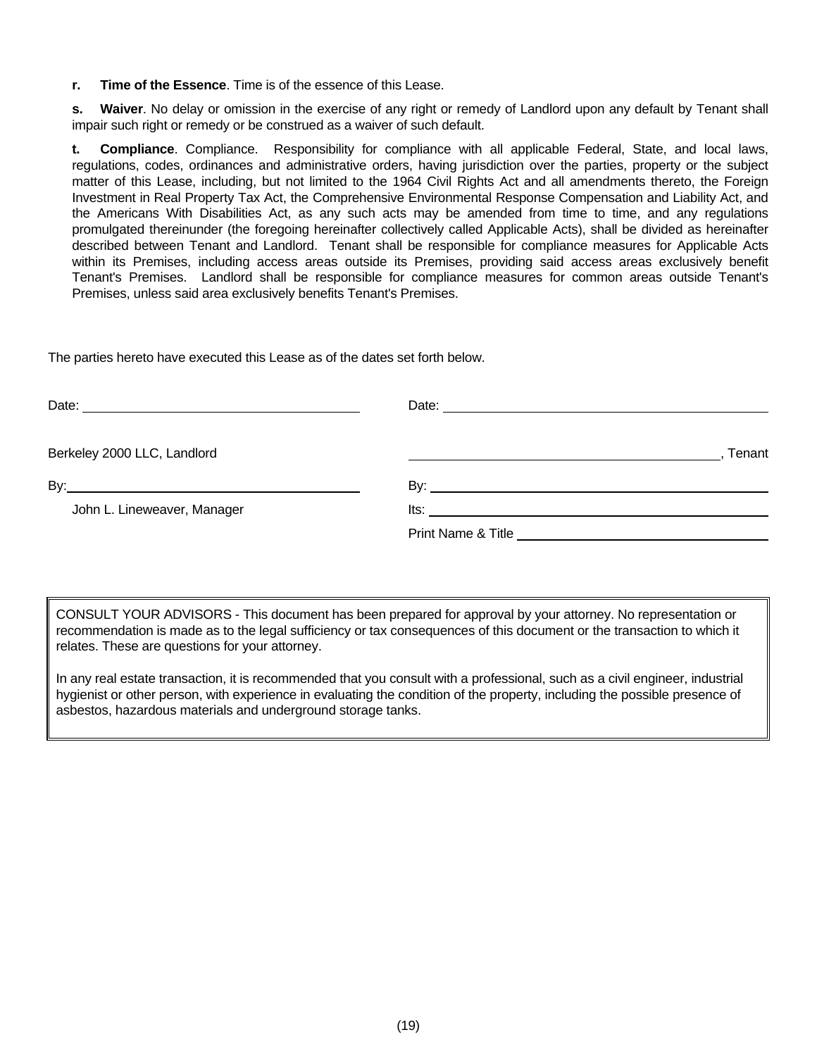**r. Time of the Essence**. Time is of the essence of this Lease.

**s. Waiver**. No delay or omission in the exercise of any right or remedy of Landlord upon any default by Tenant shall impair such right or remedy or be construed as a waiver of such default.

**t. Compliance**. Compliance. Responsibility for compliance with all applicable Federal, State, and local laws, regulations, codes, ordinances and administrative orders, having jurisdiction over the parties, property or the subject matter of this Lease, including, but not limited to the 1964 Civil Rights Act and all amendments thereto, the Foreign Investment in Real Property Tax Act, the Comprehensive Environmental Response Compensation and Liability Act, and the Americans With Disabilities Act, as any such acts may be amended from time to time, and any regulations promulgated thereinunder (the foregoing hereinafter collectively called Applicable Acts), shall be divided as hereinafter described between Tenant and Landlord. Tenant shall be responsible for compliance measures for Applicable Acts within its Premises, including access areas outside its Premises, providing said access areas exclusively benefit Tenant's Premises. Landlord shall be responsible for compliance measures for common areas outside Tenant's Premises, unless said area exclusively benefits Tenant's Premises.

The parties hereto have executed this Lease as of the dates set forth below.

| | |
|---|---|
| Date: ______________________ | Date: ______________________ |
| Berkeley 2000 LLC, Landlord | ______________________, Tenant |
| By: ______________________ | By: ______________________ |
| John L. Lineweaver, Manager | Its: ______________________ |
| | Print Name & Title ______________________ |

CONSULT YOUR ADVISORS - This document has been prepared for approval by your attorney. No representation or recommendation is made as to the legal sufficiency or tax consequences of this document or the transaction to which it relates. These are questions for your attorney.

In any real estate transaction, it is recommended that you consult with a professional, such as a civil engineer, industrial hygienist or other person, with experience in evaluating the condition of the property, including the possible presence of asbestos, hazardous materials and underground storage tanks.